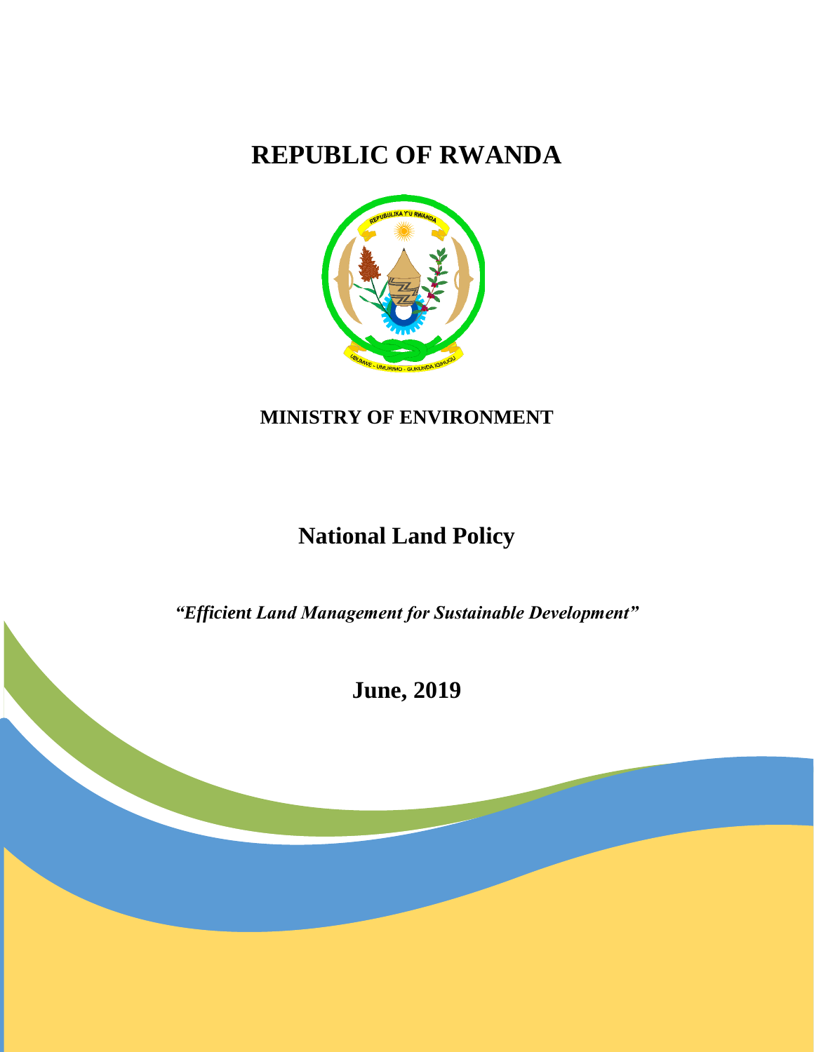# REPUBLIC OF RWANDA

**MINISTRY OF ENVIRONMENT**

# National Land Policy

***"Efficient Land Management for Sustainable Development"***

**June, 2019**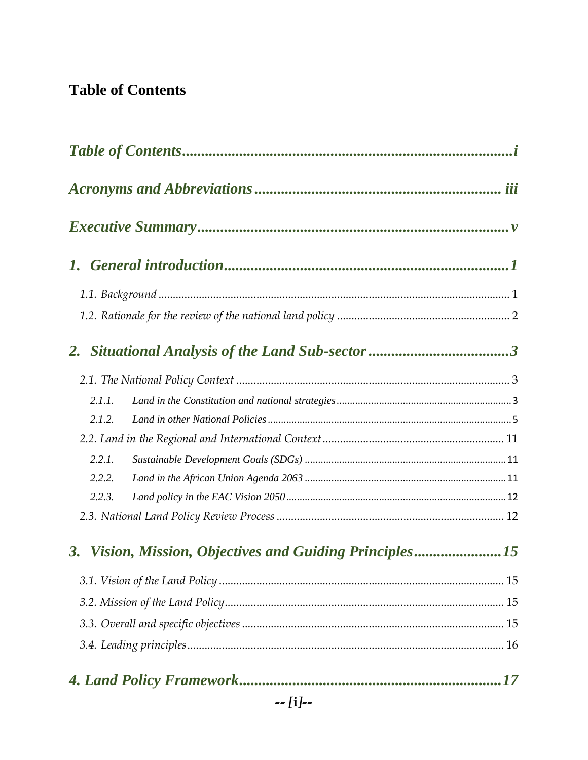# Table of Contents

*Table of Contents* ........ *i*

*Acronyms and Abbreviations* ........ *iii*

*Executive Summary* ........ *v*

*1. General introduction* ........ *1*

- *1.1. Background* ........ 1
- *1.2. Rationale for the review of the national land policy* ........ 2

*2. Situational Analysis of the Land Sub-sector* ........ *3*

- *2.1. The National Policy Context* ........ 3
  - *2.1.1. Land in the Constitution and national strategies* ........ 3
  - *2.1.2. Land in other National Policies* ........ 5
- *2.2. Land in the Regional and International Context* ........ 11
  - *2.2.1. Sustainable Development Goals (SDGs)* ........ 11
  - *2.2.2. Land in the African Union Agenda 2063* ........ 11
  - *2.2.3. Land policy in the EAC Vision 2050* ........ 12
- *2.3. National Land Policy Review Process* ........ 12

*3. Vision, Mission, Objectives and Guiding Principles* ........ *15*

- *3.1. Vision of the Land Policy* ........ 15
- *3.2. Mission of the Land Policy* ........ 15
- *3.3. Overall and specific objectives* ........ 15
- *3.4. Leading principles* ........ 16

*4. Land Policy Framework* ........ *17*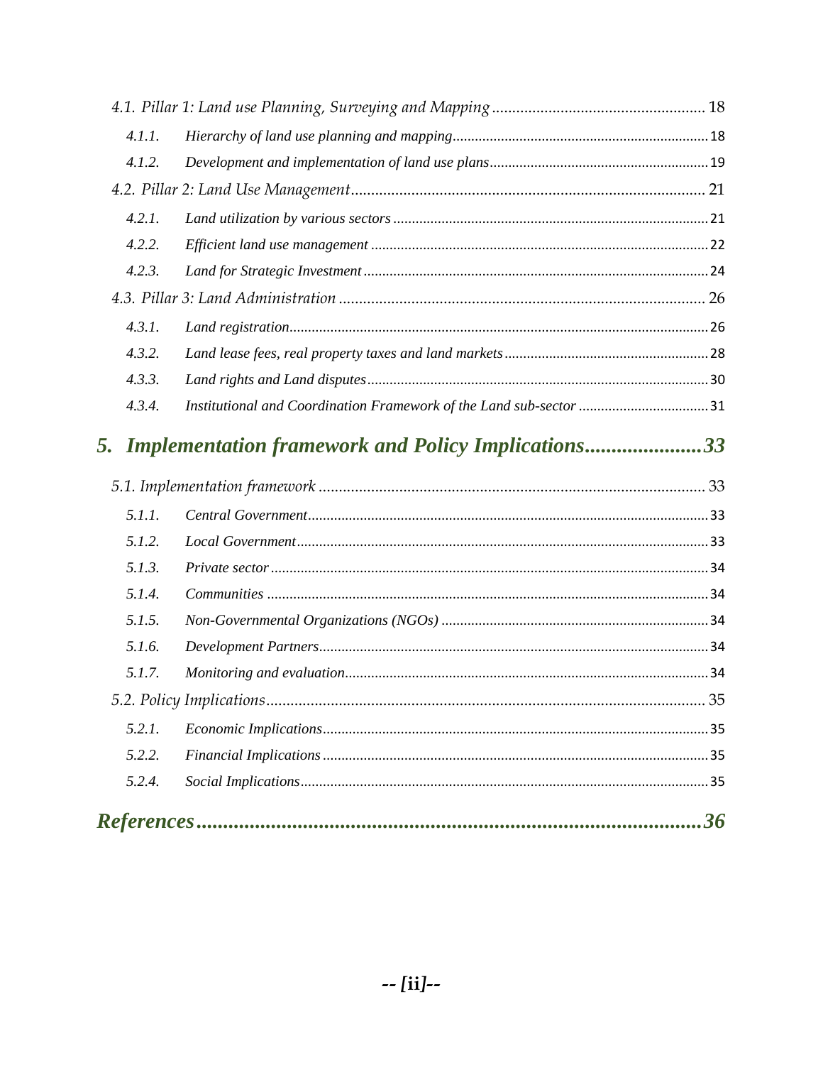- *4.1. Pillar 1: Land use Planning, Surveying and Mapping* .................................................... 18
    - *4.1.1. Hierarchy of land use planning and mapping* .................................................................. 18
    - *4.1.2. Development and implementation of land use plans* .......................................................... 19
- *4.2. Pillar 2: Land Use Management* ........................................................................................ 21
    - *4.2.1. Land utilization by various sectors* ................................................................................... 21
    - *4.2.2. Efficient land use management* ........................................................................................ 22
    - *4.2.3. Land for Strategic Investment* .......................................................................................... 24
- *4.3. Pillar 3: Land Administration* ............................................................................................ 26
    - *4.3.1. Land registration* .............................................................................................................. 26
    - *4.3.2. Land lease fees, real property taxes and land markets* ...................................................... 28
    - *4.3.3. Land rights and Land disputes* .......................................................................................... 30
    - *4.3.4. Institutional and Coordination Framework of the Land sub-sector* .................................. 31

## *5. Implementation framework and Policy Implications*......................33

- *5.1. Implementation framework* ............................................................................................... 33
    - *5.1.1. Central Government* .......................................................................................................... 33
    - *5.1.2. Local Government* ............................................................................................................ 33
    - *5.1.3. Private sector* .................................................................................................................... 34
    - *5.1.4. Communities* ..................................................................................................................... 34
    - *5.1.5. Non-Governmental Organizations (NGOs)* ....................................................................... 34
    - *5.1.6. Development Partners* ...................................................................................................... 34
    - *5.1.7. Monitoring and evaluation* ................................................................................................ 34
- *5.2. Policy Implications* ............................................................................................................. 35
    - *5.2.1. Economic Implications* ...................................................................................................... 35
    - *5.2.2. Financial Implications* ...................................................................................................... 35
    - *5.2.4. Social Implications* ............................................................................................................ 35

## *References*.............................................................................................36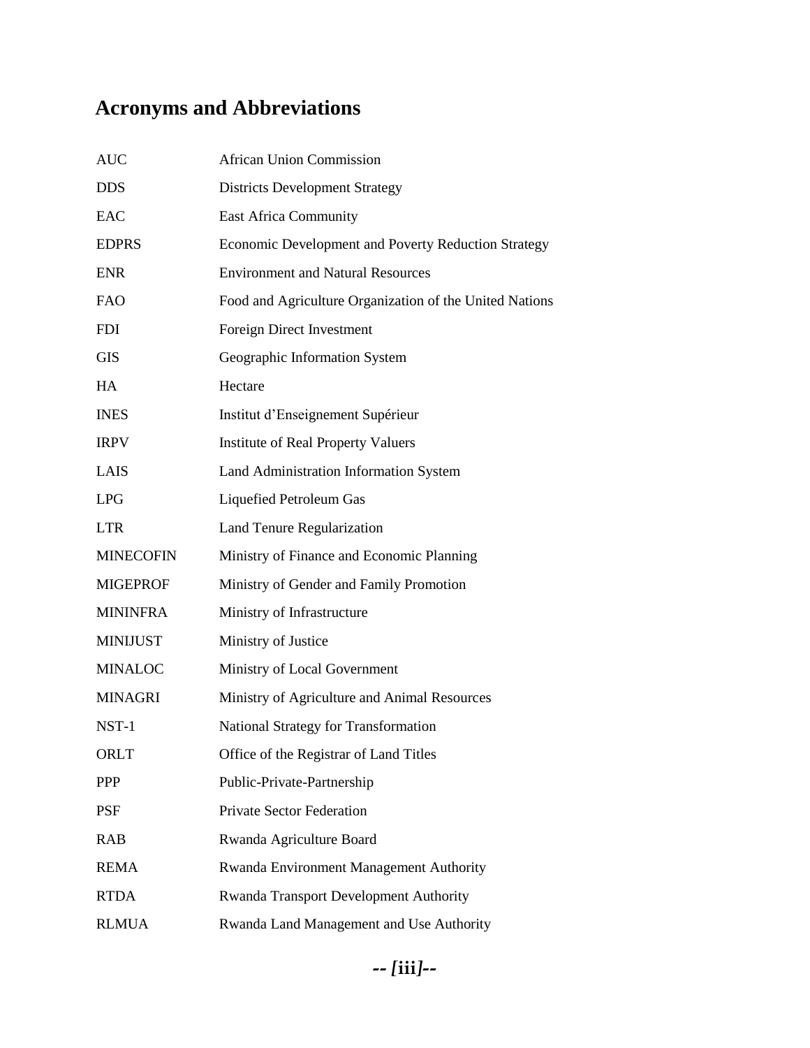## Acronyms and Abbreviations

| | |
|---|---|
| AUC | African Union Commission |
| DDS | Districts Development Strategy |
| EAC | East Africa Community |
| EDPRS | Economic Development and Poverty Reduction Strategy |
| ENR | Environment and Natural Resources |
| FAO | Food and Agriculture Organization of the United Nations |
| FDI | Foreign Direct Investment |
| GIS | Geographic Information System |
| HA | Hectare |
| INES | Institut d'Enseignement Supérieur |
| IRPV | Institute of Real Property Valuers |
| LAIS | Land Administration Information System |
| LPG | Liquefied Petroleum Gas |
| LTR | Land Tenure Regularization |
| MINECOFIN | Ministry of Finance and Economic Planning |
| MIGEPROF | Ministry of Gender and Family Promotion |
| MININFRA | Ministry of Infrastructure |
| MINIJUST | Ministry of Justice |
| MINALOC | Ministry of Local Government |
| MINAGRI | Ministry of Agriculture and Animal Resources |
| NST-1 | National Strategy for Transformation |
| ORLT | Office of the Registrar of Land Titles |
| PPP | Public-Private-Partnership |
| PSF | Private Sector Federation |
| RAB | Rwanda Agriculture Board |
| REMA | Rwanda Environment Management Authority |
| RTDA | Rwanda Transport Development Authority |
| RLMUA | Rwanda Land Management and Use Authority |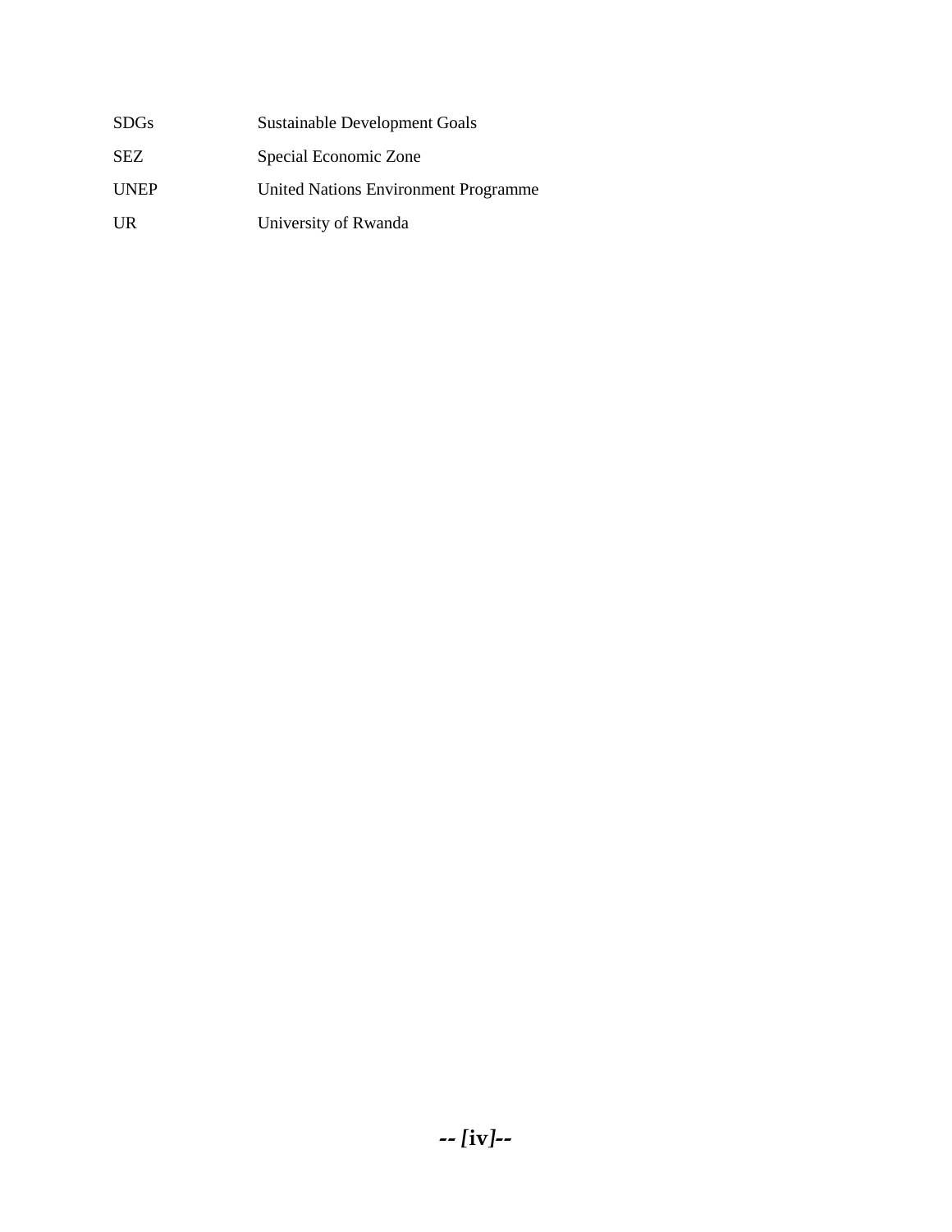| | |
|---|---|
| SDGs | Sustainable Development Goals |
| SEZ | Special Economic Zone |
| UNEP | United Nations Environment Programme |
| UR | University of Rwanda |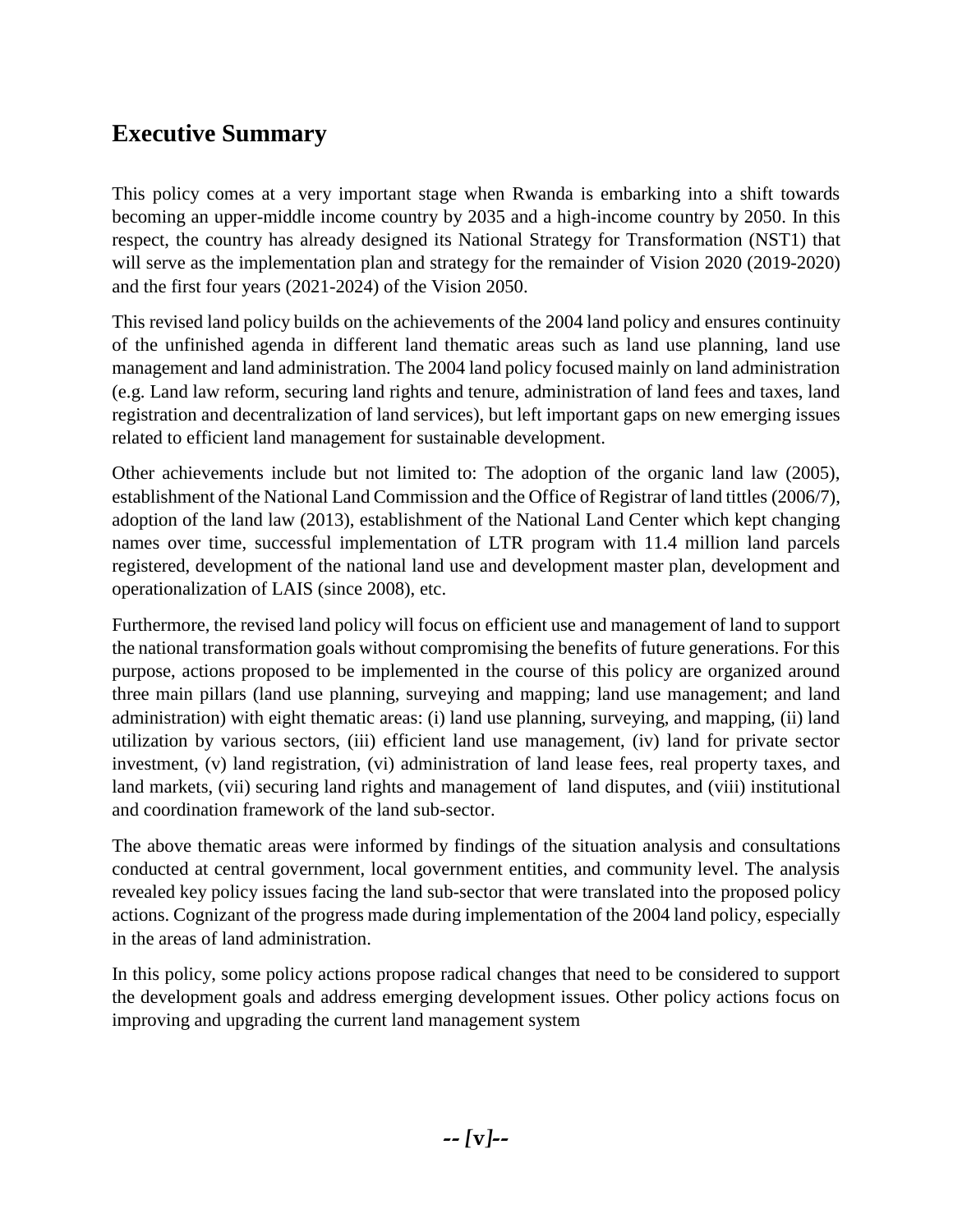## Executive Summary

This policy comes at a very important stage when Rwanda is embarking into a shift towards becoming an upper-middle income country by 2035 and a high-income country by 2050. In this respect, the country has already designed its National Strategy for Transformation (NST1) that will serve as the implementation plan and strategy for the remainder of Vision 2020 (2019-2020) and the first four years (2021-2024) of the Vision 2050.

This revised land policy builds on the achievements of the 2004 land policy and ensures continuity of the unfinished agenda in different land thematic areas such as land use planning, land use management and land administration. The 2004 land policy focused mainly on land administration (e.g. Land law reform, securing land rights and tenure, administration of land fees and taxes, land registration and decentralization of land services), but left important gaps on new emerging issues related to efficient land management for sustainable development.

Other achievements include but not limited to: The adoption of the organic land law (2005), establishment of the National Land Commission and the Office of Registrar of land tittles (2006/7), adoption of the land law (2013), establishment of the National Land Center which kept changing names over time, successful implementation of LTR program with 11.4 million land parcels registered, development of the national land use and development master plan, development and operationalization of LAIS (since 2008), etc.

Furthermore, the revised land policy will focus on efficient use and management of land to support the national transformation goals without compromising the benefits of future generations. For this purpose, actions proposed to be implemented in the course of this policy are organized around three main pillars (land use planning, surveying and mapping; land use management; and land administration) with eight thematic areas: (i) land use planning, surveying, and mapping, (ii) land utilization by various sectors, (iii) efficient land use management, (iv) land for private sector investment, (v) land registration, (vi) administration of land lease fees, real property taxes, and land markets, (vii) securing land rights and management of land disputes, and (viii) institutional and coordination framework of the land sub-sector.

The above thematic areas were informed by findings of the situation analysis and consultations conducted at central government, local government entities, and community level. The analysis revealed key policy issues facing the land sub-sector that were translated into the proposed policy actions. Cognizant of the progress made during implementation of the 2004 land policy, especially in the areas of land administration.

In this policy, some policy actions propose radical changes that need to be considered to support the development goals and address emerging development issues. Other policy actions focus on improving and upgrading the current land management system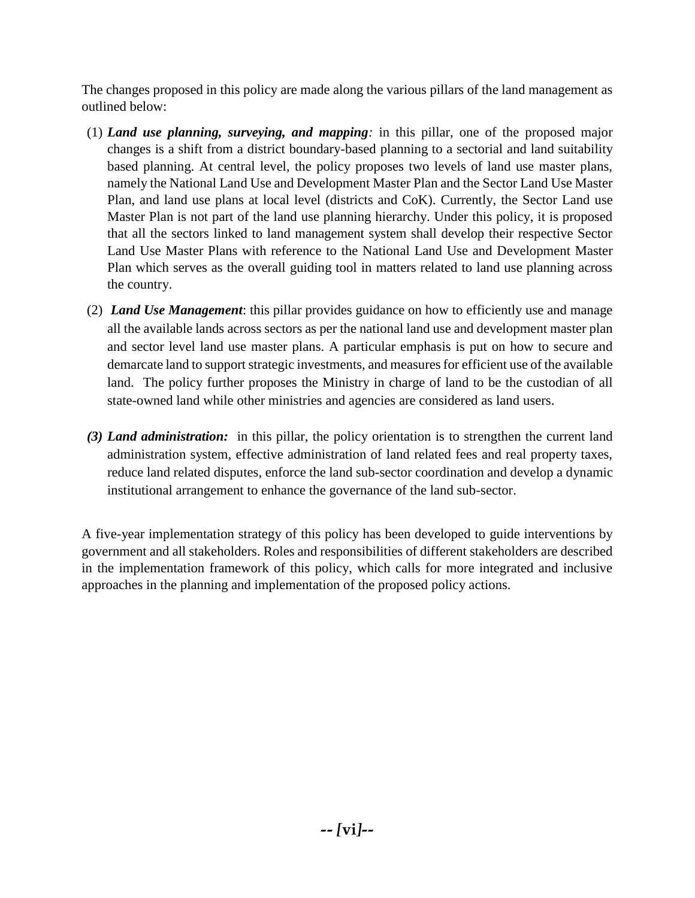The changes proposed in this policy are made along the various pillars of the land management as outlined below:

(1) ***Land use planning, surveying, and mapping**:* in this pillar, one of the proposed major changes is a shift from a district boundary-based planning to a sectorial and land suitability based planning. At central level, the policy proposes two levels of land use master plans, namely the National Land Use and Development Master Plan and the Sector Land Use Master Plan, and land use plans at local level (districts and CoK). Currently, the Sector Land use Master Plan is not part of the land use planning hierarchy. Under this policy, it is proposed that all the sectors linked to land management system shall develop their respective Sector Land Use Master Plans with reference to the National Land Use and Development Master Plan which serves as the overall guiding tool in matters related to land use planning across the country.

(2) ***Land Use Management***: this pillar provides guidance on how to efficiently use and manage all the available lands across sectors as per the national land use and development master plan and sector level land use master plans. A particular emphasis is put on how to secure and demarcate land to support strategic investments, and measures for efficient use of the available land. The policy further proposes the Ministry in charge of land to be the custodian of all state-owned land while other ministries and agencies are considered as land users.

***(3) Land administration:*** in this pillar, the policy orientation is to strengthen the current land administration system, effective administration of land related fees and real property taxes, reduce land related disputes, enforce the land sub-sector coordination and develop a dynamic institutional arrangement to enhance the governance of the land sub-sector.

A five-year implementation strategy of this policy has been developed to guide interventions by government and all stakeholders. Roles and responsibilities of different stakeholders are described in the implementation framework of this policy, which calls for more integrated and inclusive approaches in the planning and implementation of the proposed policy actions.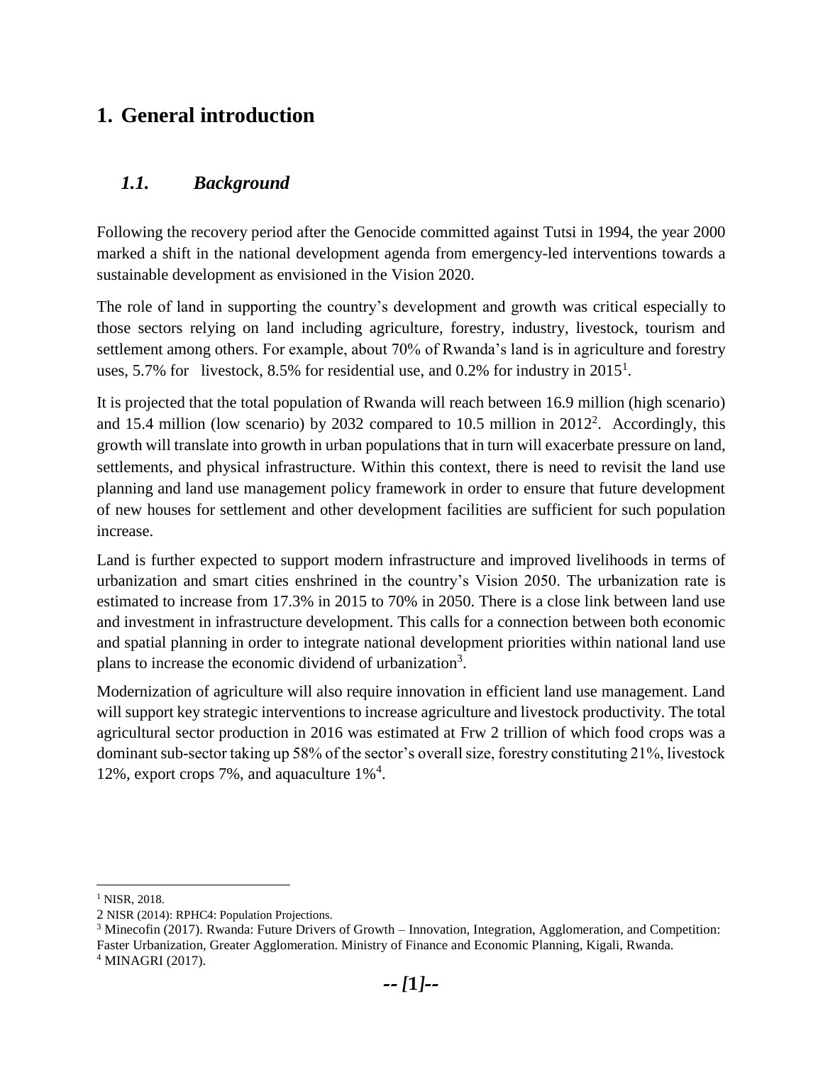# 1. General introduction

## *1.1. Background*

Following the recovery period after the Genocide committed against Tutsi in 1994, the year 2000 marked a shift in the national development agenda from emergency-led interventions towards a sustainable development as envisioned in the Vision 2020.

The role of land in supporting the country's development and growth was critical especially to those sectors relying on land including agriculture, forestry, industry, livestock, tourism and settlement among others. For example, about 70% of Rwanda's land is in agriculture and forestry uses, 5.7% for livestock, 8.5% for residential use, and 0.2% for industry in 2015[1].

It is projected that the total population of Rwanda will reach between 16.9 million (high scenario) and 15.4 million (low scenario) by 2032 compared to 10.5 million in 2012[2]. Accordingly, this growth will translate into growth in urban populations that in turn will exacerbate pressure on land, settlements, and physical infrastructure. Within this context, there is need to revisit the land use planning and land use management policy framework in order to ensure that future development of new houses for settlement and other development facilities are sufficient for such population increase.

Land is further expected to support modern infrastructure and improved livelihoods in terms of urbanization and smart cities enshrined in the country's Vision 2050. The urbanization rate is estimated to increase from 17.3% in 2015 to 70% in 2050. There is a close link between land use and investment in infrastructure development. This calls for a connection between both economic and spatial planning in order to integrate national development priorities within national land use plans to increase the economic dividend of urbanization[3].

Modernization of agriculture will also require innovation in efficient land use management. Land will support key strategic interventions to increase agriculture and livestock productivity. The total agricultural sector production in 2016 was estimated at Frw 2 trillion of which food crops was a dominant sub-sector taking up 58% of the sector's overall size, forestry constituting 21%, livestock 12%, export crops 7%, and aquaculture 1%[4].

---

[1] NISR, 2018.

[2] NISR (2014): RPHC4: Population Projections.

[3] Minecofin (2017). Rwanda: Future Drivers of Growth – Innovation, Integration, Agglomeration, and Competition: Faster Urbanization, Greater Agglomeration. Ministry of Finance and Economic Planning, Kigali, Rwanda.

[4] MINAGRI (2017).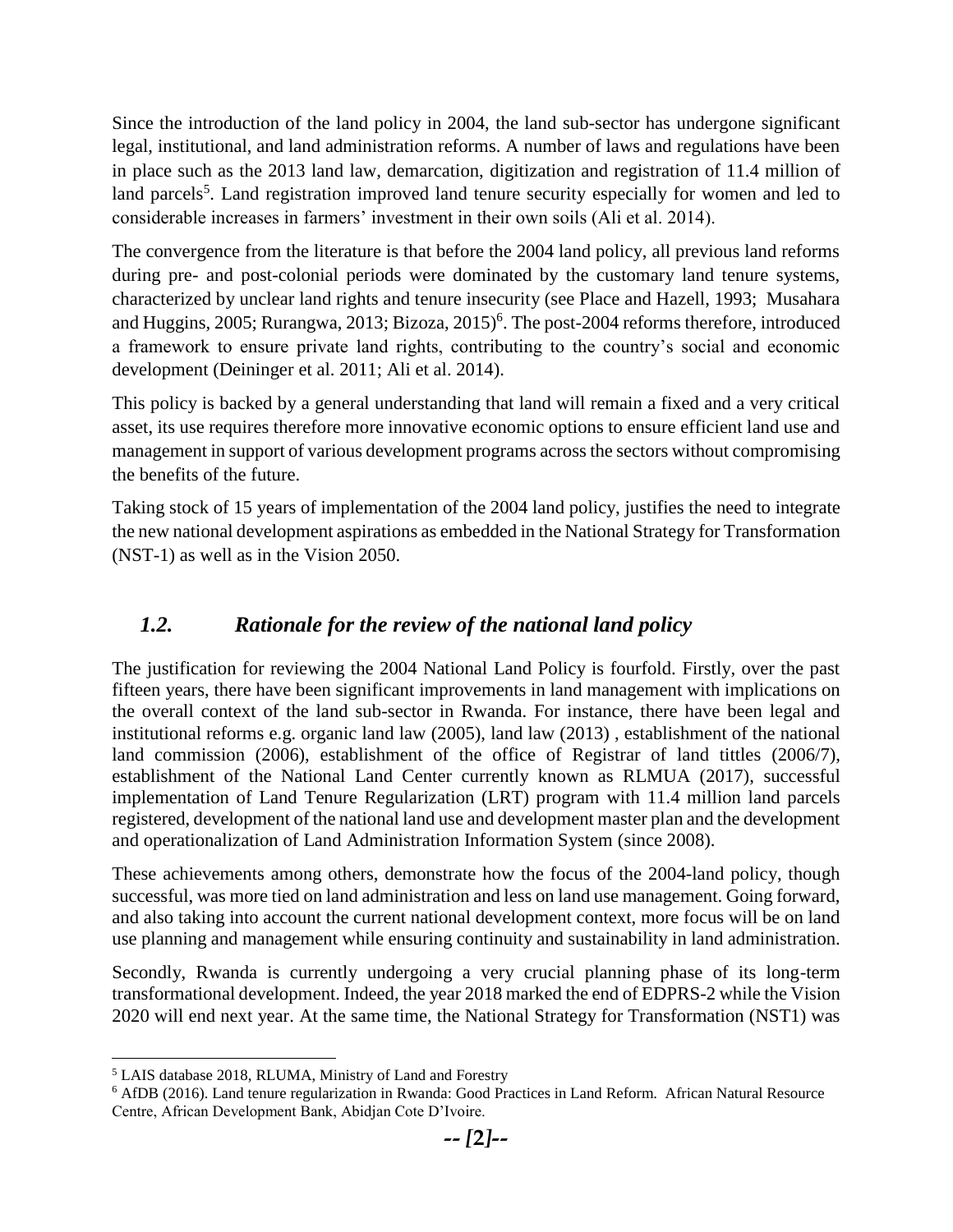Since the introduction of the land policy in 2004, the land sub-sector has undergone significant legal, institutional, and land administration reforms. A number of laws and regulations have been in place such as the 2013 land law, demarcation, digitization and registration of 11.4 million of land parcels[5]. Land registration improved land tenure security especially for women and led to considerable increases in farmers' investment in their own soils (Ali et al. 2014).

The convergence from the literature is that before the 2004 land policy, all previous land reforms during pre- and post-colonial periods were dominated by the customary land tenure systems, characterized by unclear land rights and tenure insecurity (see Place and Hazell, 1993; Musahara and Huggins, 2005; Rurangwa, 2013; Bizoza, 2015)[6]. The post-2004 reforms therefore, introduced a framework to ensure private land rights, contributing to the country's social and economic development (Deininger et al. 2011; Ali et al. 2014).

This policy is backed by a general understanding that land will remain a fixed and a very critical asset, its use requires therefore more innovative economic options to ensure efficient land use and management in support of various development programs across the sectors without compromising the benefits of the future.

Taking stock of 15 years of implementation of the 2004 land policy, justifies the need to integrate the new national development aspirations as embedded in the National Strategy for Transformation (NST-1) as well as in the Vision 2050.

## *1.2. Rationale for the review of the national land policy*

The justification for reviewing the 2004 National Land Policy is fourfold. Firstly, over the past fifteen years, there have been significant improvements in land management with implications on the overall context of the land sub-sector in Rwanda. For instance, there have been legal and institutional reforms e.g. organic land law (2005), land law (2013) , establishment of the national land commission (2006), establishment of the office of Registrar of land tittles (2006/7), establishment of the National Land Center currently known as RLMUA (2017), successful implementation of Land Tenure Regularization (LRT) program with 11.4 million land parcels registered, development of the national land use and development master plan and the development and operationalization of Land Administration Information System (since 2008).

These achievements among others, demonstrate how the focus of the 2004-land policy, though successful, was more tied on land administration and less on land use management. Going forward, and also taking into account the current national development context, more focus will be on land use planning and management while ensuring continuity and sustainability in land administration.

Secondly, Rwanda is currently undergoing a very crucial planning phase of its long-term transformational development. Indeed, the year 2018 marked the end of EDPRS-2 while the Vision 2020 will end next year. At the same time, the National Strategy for Transformation (NST1) was

[5] LAIS database 2018, RLUMA, Ministry of Land and Forestry

[6] AfDB (2016). Land tenure regularization in Rwanda: Good Practices in Land Reform. African Natural Resource Centre, African Development Bank, Abidjan Cote D'Ivoire.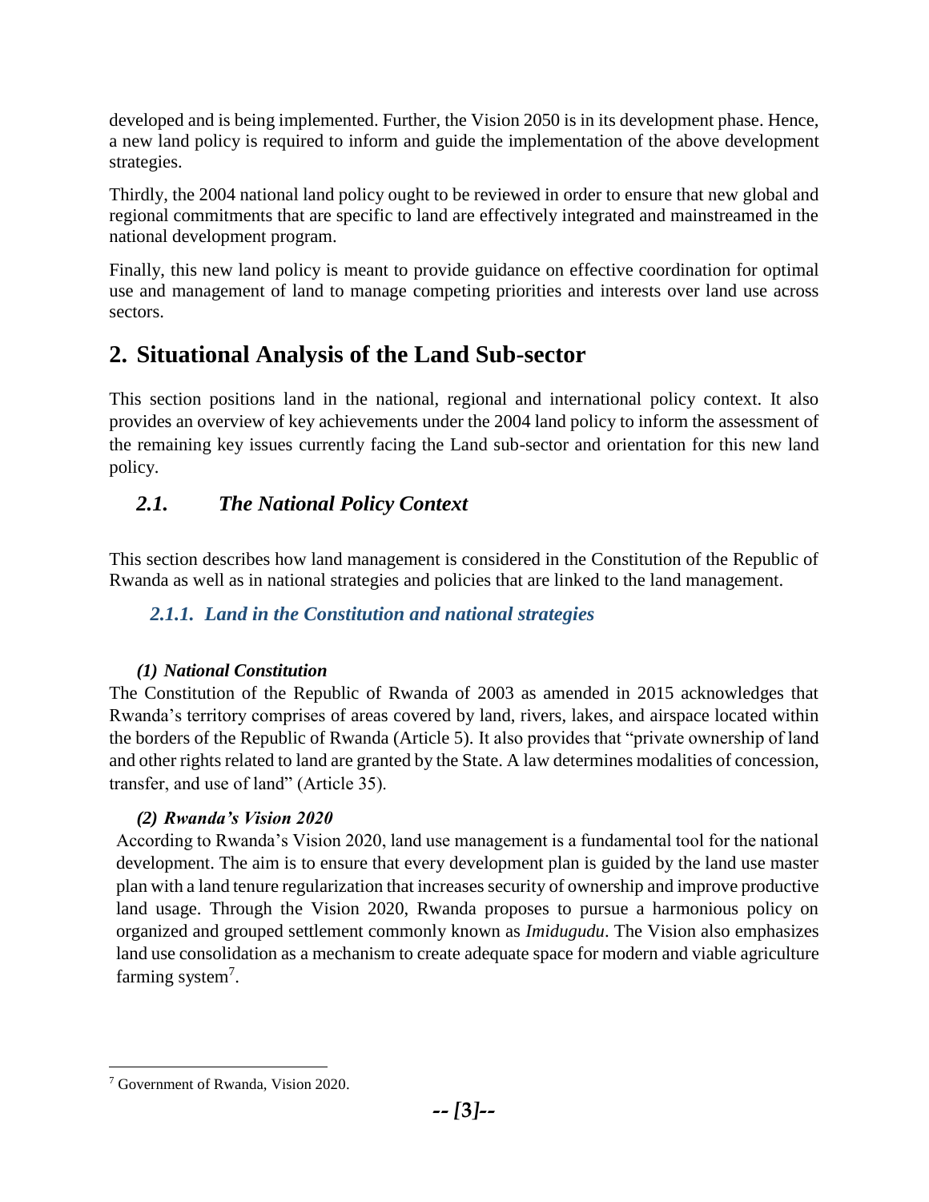developed and is being implemented. Further, the Vision 2050 is in its development phase. Hence, a new land policy is required to inform and guide the implementation of the above development strategies.

Thirdly, the 2004 national land policy ought to be reviewed in order to ensure that new global and regional commitments that are specific to land are effectively integrated and mainstreamed in the national development program.

Finally, this new land policy is meant to provide guidance on effective coordination for optimal use and management of land to manage competing priorities and interests over land use across sectors.

# 2. Situational Analysis of the Land Sub-sector

This section positions land in the national, regional and international policy context. It also provides an overview of key achievements under the 2004 land policy to inform the assessment of the remaining key issues currently facing the Land sub-sector and orientation for this new land policy.

## *2.1. The National Policy Context*

This section describes how land management is considered in the Constitution of the Republic of Rwanda as well as in national strategies and policies that are linked to the land management.

### *2.1.1. Land in the Constitution and national strategies*

#### ***(1) National Constitution***

The Constitution of the Republic of Rwanda of 2003 as amended in 2015 acknowledges that Rwanda's territory comprises of areas covered by land, rivers, lakes, and airspace located within the borders of the Republic of Rwanda (Article 5). It also provides that "private ownership of land and other rights related to land are granted by the State. A law determines modalities of concession, transfer, and use of land" (Article 35).

#### ***(2) Rwanda's Vision 2020***

According to Rwanda's Vision 2020, land use management is a fundamental tool for the national development. The aim is to ensure that every development plan is guided by the land use master plan with a land tenure regularization that increases security of ownership and improve productive land usage. Through the Vision 2020, Rwanda proposes to pursue a harmonious policy on organized and grouped settlement commonly known as *Imidugudu*. The Vision also emphasizes land use consolidation as a mechanism to create adequate space for modern and viable agriculture farming system[7].

[7] Government of Rwanda, Vision 2020.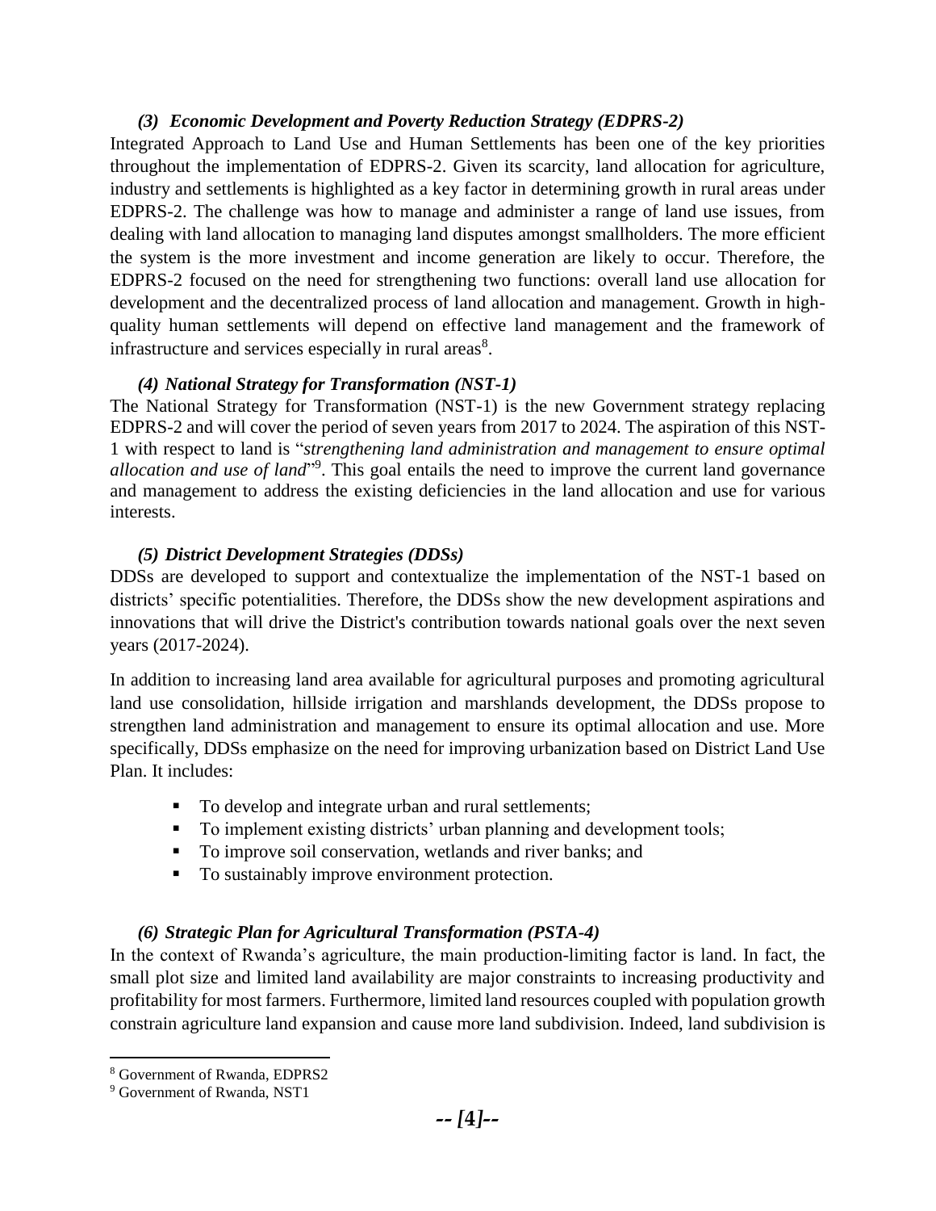#### *(3) Economic Development and Poverty Reduction Strategy (EDPRS-2)*

Integrated Approach to Land Use and Human Settlements has been one of the key priorities throughout the implementation of EDPRS-2. Given its scarcity, land allocation for agriculture, industry and settlements is highlighted as a key factor in determining growth in rural areas under EDPRS-2. The challenge was how to manage and administer a range of land use issues, from dealing with land allocation to managing land disputes amongst smallholders. The more efficient the system is the more investment and income generation are likely to occur. Therefore, the EDPRS-2 focused on the need for strengthening two functions: overall land use allocation for development and the decentralized process of land allocation and management. Growth in high-quality human settlements will depend on effective land management and the framework of infrastructure and services especially in rural areas[8].

#### *(4) National Strategy for Transformation (NST-1)*

The National Strategy for Transformation (NST-1) is the new Government strategy replacing EDPRS-2 and will cover the period of seven years from 2017 to 2024. The aspiration of this NST-1 with respect to land is "*strengthening land administration and management to ensure optimal allocation and use of land*"[9]. This goal entails the need to improve the current land governance and management to address the existing deficiencies in the land allocation and use for various interests.

#### *(5) District Development Strategies (DDSs)*

DDSs are developed to support and contextualize the implementation of the NST-1 based on districts' specific potentialities. Therefore, the DDSs show the new development aspirations and innovations that will drive the District's contribution towards national goals over the next seven years (2017-2024).

In addition to increasing land area available for agricultural purposes and promoting agricultural land use consolidation, hillside irrigation and marshlands development, the DDSs propose to strengthen land administration and management to ensure its optimal allocation and use. More specifically, DDSs emphasize on the need for improving urbanization based on District Land Use Plan. It includes:

- To develop and integrate urban and rural settlements;
- To implement existing districts' urban planning and development tools;
- To improve soil conservation, wetlands and river banks; and
- To sustainably improve environment protection.

#### *(6) Strategic Plan for Agricultural Transformation (PSTA-4)*

In the context of Rwanda's agriculture, the main production-limiting factor is land. In fact, the small plot size and limited land availability are major constraints to increasing productivity and profitability for most farmers. Furthermore, limited land resources coupled with population growth constrain agriculture land expansion and cause more land subdivision. Indeed, land subdivision is

---

[8] Government of Rwanda, EDPRS2

[9] Government of Rwanda, NST1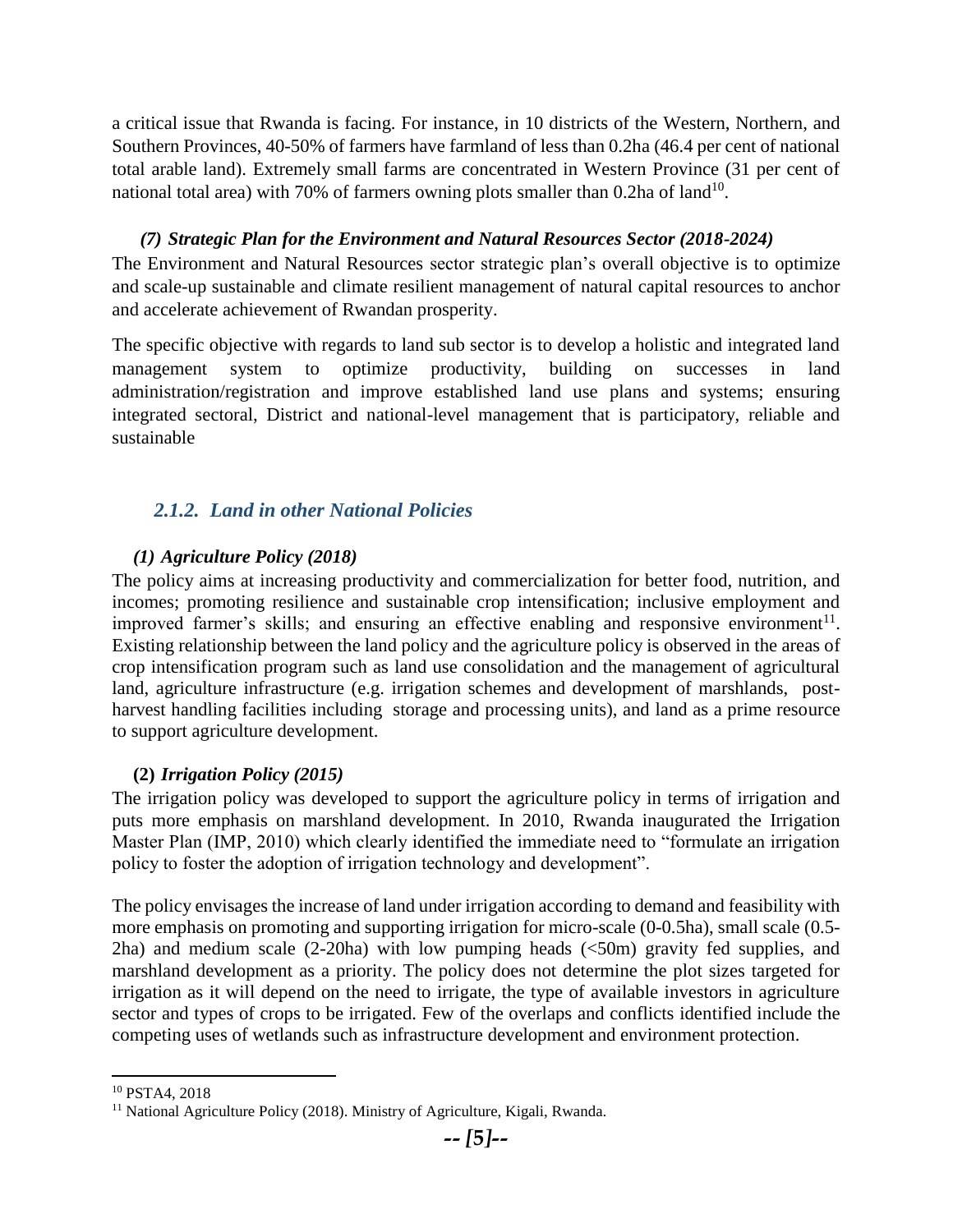a critical issue that Rwanda is facing. For instance, in 10 districts of the Western, Northern, and Southern Provinces, 40-50% of farmers have farmland of less than 0.2ha (46.4 per cent of national total arable land). Extremely small farms are concentrated in Western Province (31 per cent of national total area) with 70% of farmers owning plots smaller than 0.2ha of land[10].

#### *(7) Strategic Plan for the Environment and Natural Resources Sector (2018-2024)*

The Environment and Natural Resources sector strategic plan's overall objective is to optimize and scale-up sustainable and climate resilient management of natural capital resources to anchor and accelerate achievement of Rwandan prosperity.

The specific objective with regards to land sub sector is to develop a holistic and integrated land management system to optimize productivity, building on successes in land administration/registration and improve established land use plans and systems; ensuring integrated sectoral, District and national-level management that is participatory, reliable and sustainable

### *2.1.2. Land in other National Policies*

#### *(1) Agriculture Policy (2018)*

The policy aims at increasing productivity and commercialization for better food, nutrition, and incomes; promoting resilience and sustainable crop intensification; inclusive employment and improved farmer's skills; and ensuring an effective enabling and responsive environment[11]. Existing relationship between the land policy and the agriculture policy is observed in the areas of crop intensification program such as land use consolidation and the management of agricultural land, agriculture infrastructure (e.g. irrigation schemes and development of marshlands, post-harvest handling facilities including storage and processing units), and land as a prime resource to support agriculture development.

#### **(2)** *Irrigation Policy (2015)*

The irrigation policy was developed to support the agriculture policy in terms of irrigation and puts more emphasis on marshland development. In 2010, Rwanda inaugurated the Irrigation Master Plan (IMP, 2010) which clearly identified the immediate need to "formulate an irrigation policy to foster the adoption of irrigation technology and development".

The policy envisages the increase of land under irrigation according to demand and feasibility with more emphasis on promoting and supporting irrigation for micro-scale (0-0.5ha), small scale (0.5-2ha) and medium scale (2-20ha) with low pumping heads (<50m) gravity fed supplies, and marshland development as a priority. The policy does not determine the plot sizes targeted for irrigation as it will depend on the need to irrigate, the type of available investors in agriculture sector and types of crops to be irrigated. Few of the overlaps and conflicts identified include the competing uses of wetlands such as infrastructure development and environment protection.

---

[10] PSTA4, 2018

[11] National Agriculture Policy (2018). Ministry of Agriculture, Kigali, Rwanda.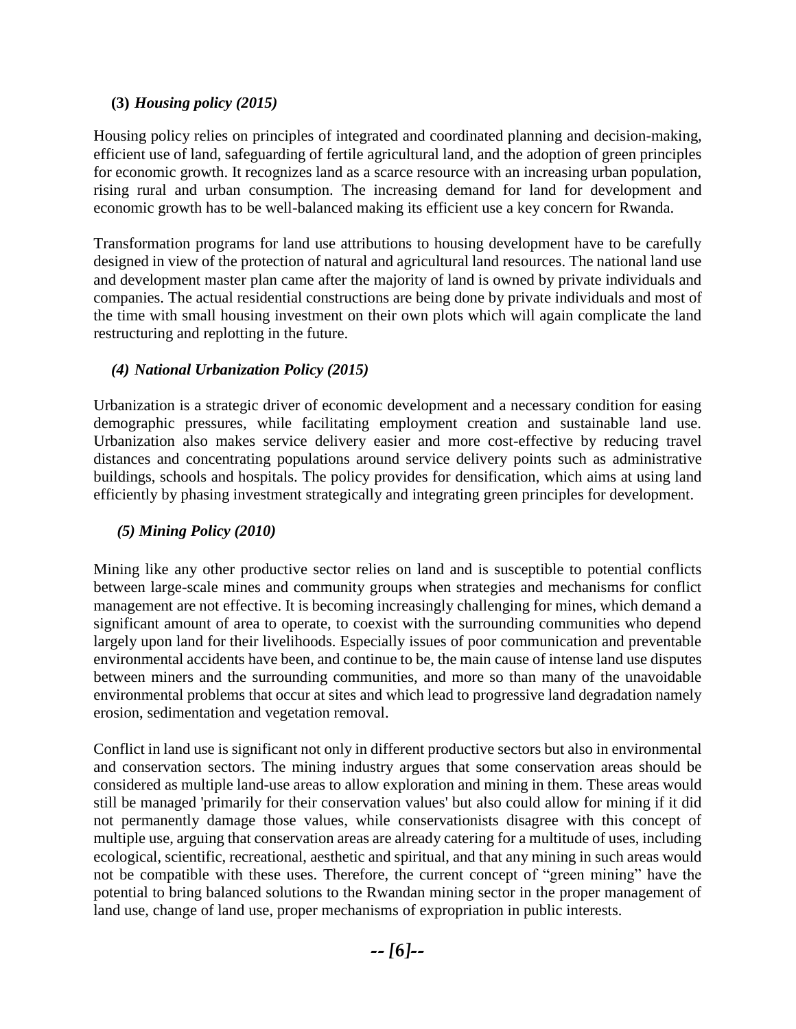### (3) *Housing policy (2015)*

Housing policy relies on principles of integrated and coordinated planning and decision-making, efficient use of land, safeguarding of fertile agricultural land, and the adoption of green principles for economic growth. It recognizes land as a scarce resource with an increasing urban population, rising rural and urban consumption. The increasing demand for land for development and economic growth has to be well-balanced making its efficient use a key concern for Rwanda.

Transformation programs for land use attributions to housing development have to be carefully designed in view of the protection of natural and agricultural land resources. The national land use and development master plan came after the majority of land is owned by private individuals and companies. The actual residential constructions are being done by private individuals and most of the time with small housing investment on their own plots which will again complicate the land restructuring and replotting in the future.

### *(4) National Urbanization Policy (2015)*

Urbanization is a strategic driver of economic development and a necessary condition for easing demographic pressures, while facilitating employment creation and sustainable land use. Urbanization also makes service delivery easier and more cost-effective by reducing travel distances and concentrating populations around service delivery points such as administrative buildings, schools and hospitals. The policy provides for densification, which aims at using land efficiently by phasing investment strategically and integrating green principles for development.

### *(5) Mining Policy (2010)*

Mining like any other productive sector relies on land and is susceptible to potential conflicts between large-scale mines and community groups when strategies and mechanisms for conflict management are not effective. It is becoming increasingly challenging for mines, which demand a significant amount of area to operate, to coexist with the surrounding communities who depend largely upon land for their livelihoods. Especially issues of poor communication and preventable environmental accidents have been, and continue to be, the main cause of intense land use disputes between miners and the surrounding communities, and more so than many of the unavoidable environmental problems that occur at sites and which lead to progressive land degradation namely erosion, sedimentation and vegetation removal.

Conflict in land use is significant not only in different productive sectors but also in environmental and conservation sectors. The mining industry argues that some conservation areas should be considered as multiple land-use areas to allow exploration and mining in them. These areas would still be managed 'primarily for their conservation values' but also could allow for mining if it did not permanently damage those values, while conservationists disagree with this concept of multiple use, arguing that conservation areas are already catering for a multitude of uses, including ecological, scientific, recreational, aesthetic and spiritual, and that any mining in such areas would not be compatible with these uses. Therefore, the current concept of "green mining" have the potential to bring balanced solutions to the Rwandan mining sector in the proper management of land use, change of land use, proper mechanisms of expropriation in public interests.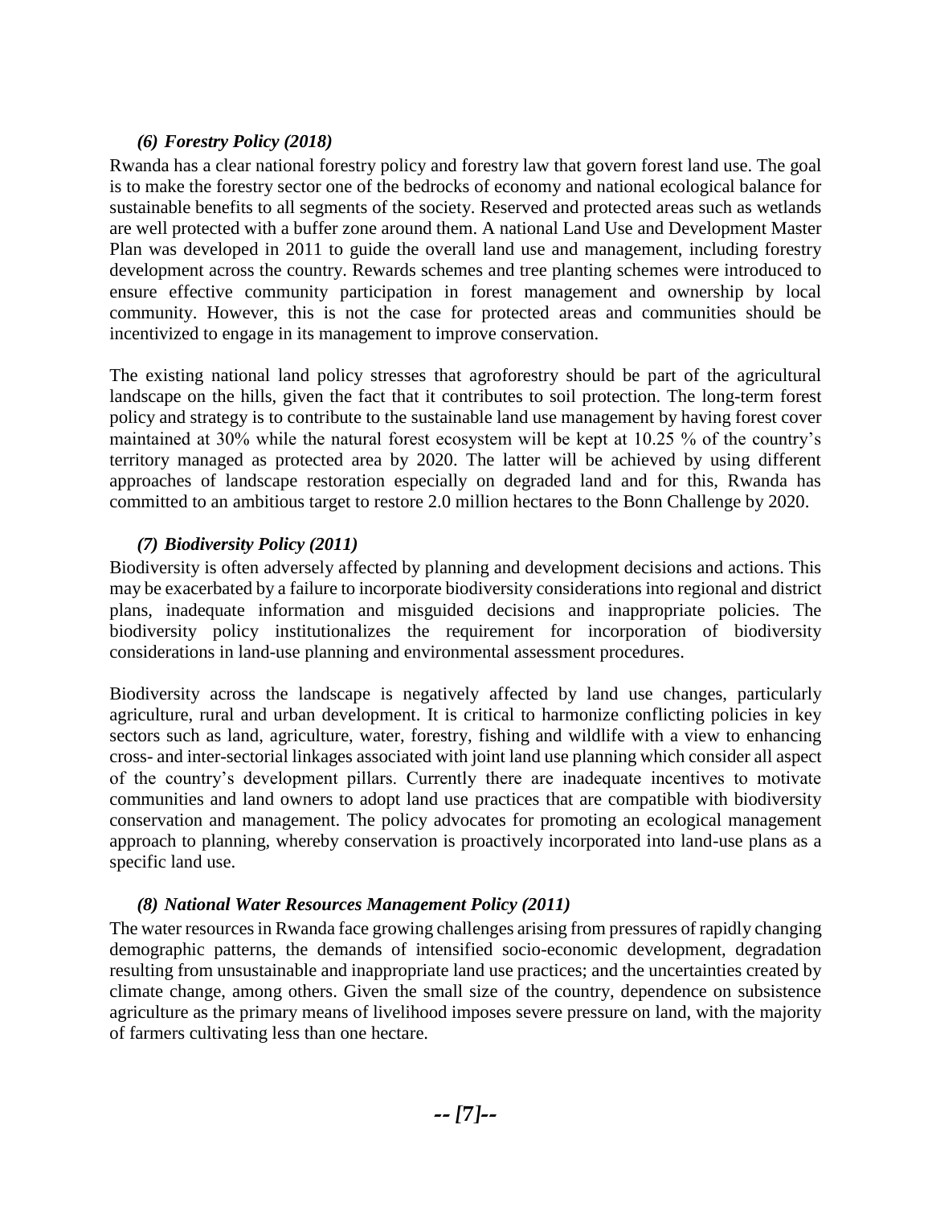### *(6) Forestry Policy (2018)*

Rwanda has a clear national forestry policy and forestry law that govern forest land use. The goal is to make the forestry sector one of the bedrocks of economy and national ecological balance for sustainable benefits to all segments of the society. Reserved and protected areas such as wetlands are well protected with a buffer zone around them. A national Land Use and Development Master Plan was developed in 2011 to guide the overall land use and management, including forestry development across the country. Rewards schemes and tree planting schemes were introduced to ensure effective community participation in forest management and ownership by local community. However, this is not the case for protected areas and communities should be incentivized to engage in its management to improve conservation.

The existing national land policy stresses that agroforestry should be part of the agricultural landscape on the hills, given the fact that it contributes to soil protection. The long-term forest policy and strategy is to contribute to the sustainable land use management by having forest cover maintained at 30% while the natural forest ecosystem will be kept at 10.25 % of the country's territory managed as protected area by 2020. The latter will be achieved by using different approaches of landscape restoration especially on degraded land and for this, Rwanda has committed to an ambitious target to restore 2.0 million hectares to the Bonn Challenge by 2020.

### *(7) Biodiversity Policy (2011)*

Biodiversity is often adversely affected by planning and development decisions and actions. This may be exacerbated by a failure to incorporate biodiversity considerations into regional and district plans, inadequate information and misguided decisions and inappropriate policies. The biodiversity policy institutionalizes the requirement for incorporation of biodiversity considerations in land-use planning and environmental assessment procedures.

Biodiversity across the landscape is negatively affected by land use changes, particularly agriculture, rural and urban development. It is critical to harmonize conflicting policies in key sectors such as land, agriculture, water, forestry, fishing and wildlife with a view to enhancing cross- and inter-sectorial linkages associated with joint land use planning which consider all aspect of the country's development pillars. Currently there are inadequate incentives to motivate communities and land owners to adopt land use practices that are compatible with biodiversity conservation and management. The policy advocates for promoting an ecological management approach to planning, whereby conservation is proactively incorporated into land-use plans as a specific land use.

### *(8) National Water Resources Management Policy (2011)*

The water resources in Rwanda face growing challenges arising from pressures of rapidly changing demographic patterns, the demands of intensified socio-economic development, degradation resulting from unsustainable and inappropriate land use practices; and the uncertainties created by climate change, among others. Given the small size of the country, dependence on subsistence agriculture as the primary means of livelihood imposes severe pressure on land, with the majority of farmers cultivating less than one hectare.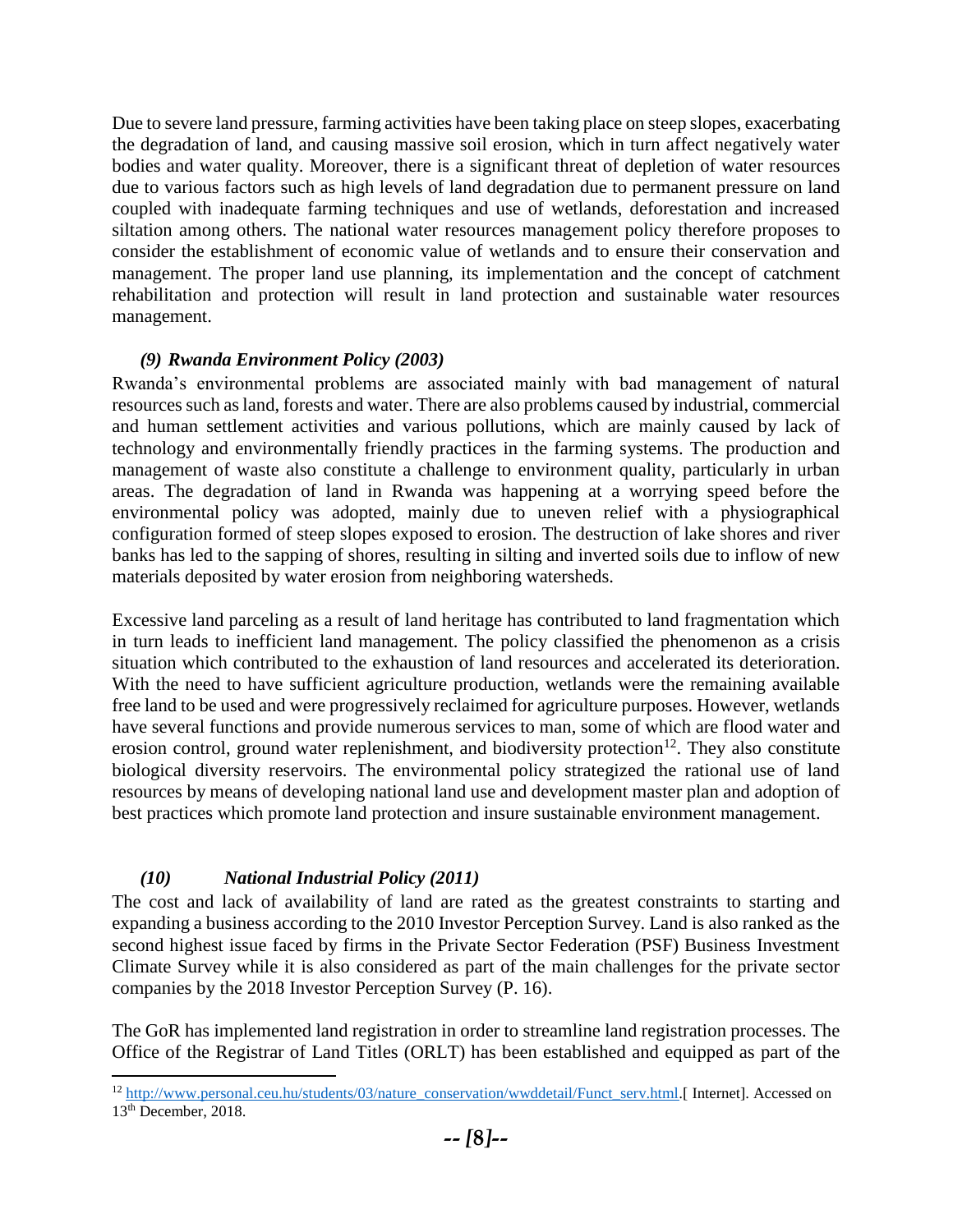Due to severe land pressure, farming activities have been taking place on steep slopes, exacerbating the degradation of land, and causing massive soil erosion, which in turn affect negatively water bodies and water quality. Moreover, there is a significant threat of depletion of water resources due to various factors such as high levels of land degradation due to permanent pressure on land coupled with inadequate farming techniques and use of wetlands, deforestation and increased siltation among others. The national water resources management policy therefore proposes to consider the establishment of economic value of wetlands and to ensure their conservation and management. The proper land use planning, its implementation and the concept of catchment rehabilitation and protection will result in land protection and sustainable water resources management.

### *(9) Rwanda Environment Policy (2003)*

Rwanda's environmental problems are associated mainly with bad management of natural resources such as land, forests and water. There are also problems caused by industrial, commercial and human settlement activities and various pollutions, which are mainly caused by lack of technology and environmentally friendly practices in the farming systems. The production and management of waste also constitute a challenge to environment quality, particularly in urban areas. The degradation of land in Rwanda was happening at a worrying speed before the environmental policy was adopted, mainly due to uneven relief with a physiographical configuration formed of steep slopes exposed to erosion. The destruction of lake shores and river banks has led to the sapping of shores, resulting in silting and inverted soils due to inflow of new materials deposited by water erosion from neighboring watersheds.

Excessive land parceling as a result of land heritage has contributed to land fragmentation which in turn leads to inefficient land management. The policy classified the phenomenon as a crisis situation which contributed to the exhaustion of land resources and accelerated its deterioration. With the need to have sufficient agriculture production, wetlands were the remaining available free land to be used and were progressively reclaimed for agriculture purposes. However, wetlands have several functions and provide numerous services to man, some of which are flood water and erosion control, ground water replenishment, and biodiversity protection[12]. They also constitute biological diversity reservoirs. The environmental policy strategized the rational use of land resources by means of developing national land use and development master plan and adoption of best practices which promote land protection and insure sustainable environment management.

### *(10) National Industrial Policy (2011)*

The cost and lack of availability of land are rated as the greatest constraints to starting and expanding a business according to the 2010 Investor Perception Survey. Land is also ranked as the second highest issue faced by firms in the Private Sector Federation (PSF) Business Investment Climate Survey while it is also considered as part of the main challenges for the private sector companies by the 2018 Investor Perception Survey (P. 16).

The GoR has implemented land registration in order to streamline land registration processes. The Office of the Registrar of Land Titles (ORLT) has been established and equipped as part of the

---

[12] http://www.personal.ceu.hu/students/03/nature_conservation/wwddetail/Funct_serv.html.[ Internet]. Accessed on 13th December, 2018.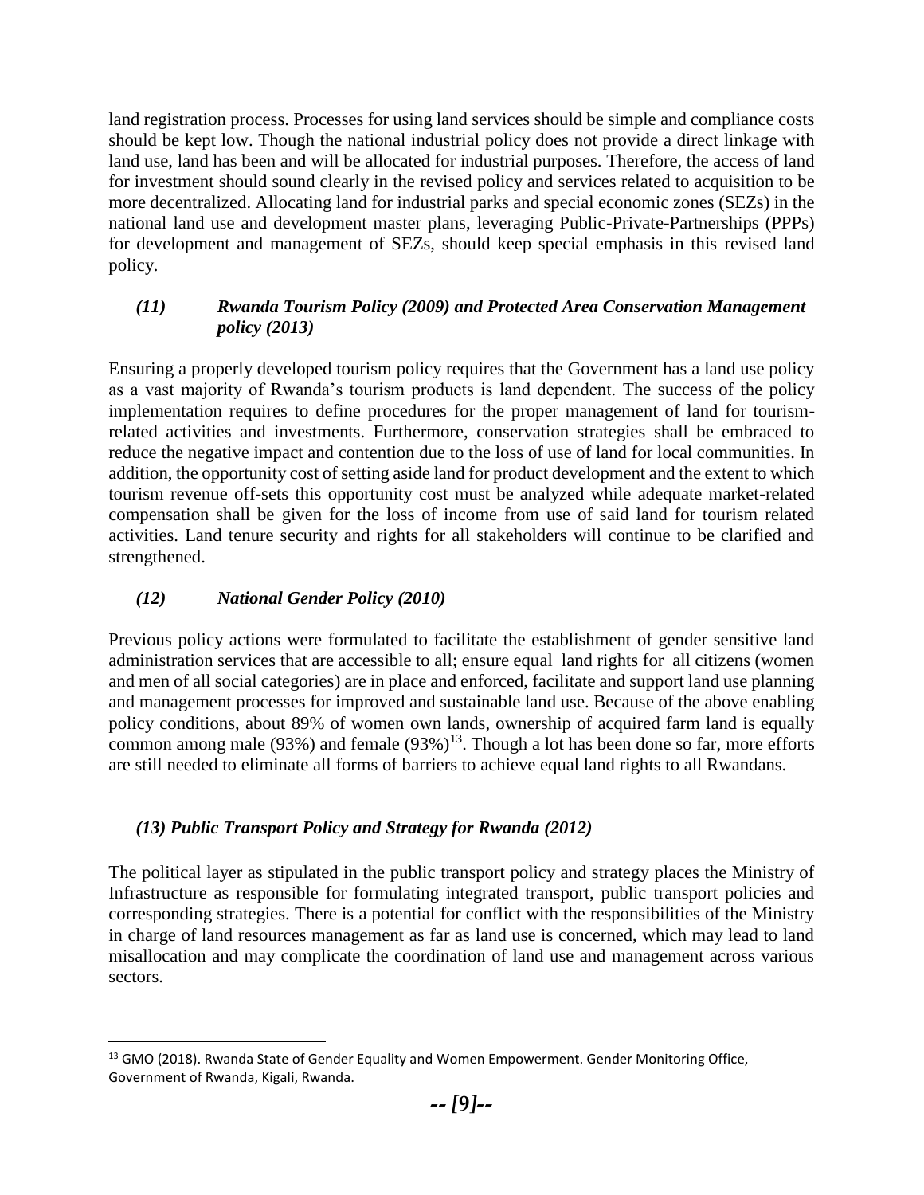land registration process. Processes for using land services should be simple and compliance costs should be kept low. Though the national industrial policy does not provide a direct linkage with land use, land has been and will be allocated for industrial purposes. Therefore, the access of land for investment should sound clearly in the revised policy and services related to acquisition to be more decentralized. Allocating land for industrial parks and special economic zones (SEZs) in the national land use and development master plans, leveraging Public-Private-Partnerships (PPPs) for development and management of SEZs, should keep special emphasis in this revised land policy.

### *(11) Rwanda Tourism Policy (2009) and Protected Area Conservation Management policy (2013)*

Ensuring a properly developed tourism policy requires that the Government has a land use policy as a vast majority of Rwanda's tourism products is land dependent. The success of the policy implementation requires to define procedures for the proper management of land for tourism-related activities and investments. Furthermore, conservation strategies shall be embraced to reduce the negative impact and contention due to the loss of use of land for local communities. In addition, the opportunity cost of setting aside land for product development and the extent to which tourism revenue off-sets this opportunity cost must be analyzed while adequate market-related compensation shall be given for the loss of income from use of said land for tourism related activities. Land tenure security and rights for all stakeholders will continue to be clarified and strengthened.

### *(12) National Gender Policy (2010)*

Previous policy actions were formulated to facilitate the establishment of gender sensitive land administration services that are accessible to all; ensure equal land rights for all citizens (women and men of all social categories) are in place and enforced, facilitate and support land use planning and management processes for improved and sustainable land use. Because of the above enabling policy conditions, about 89% of women own lands, ownership of acquired farm land is equally common among male (93%) and female (93%)[13]. Though a lot has been done so far, more efforts are still needed to eliminate all forms of barriers to achieve equal land rights to all Rwandans.

### *(13) Public Transport Policy and Strategy for Rwanda (2012)*

The political layer as stipulated in the public transport policy and strategy places the Ministry of Infrastructure as responsible for formulating integrated transport, public transport policies and corresponding strategies. There is a potential for conflict with the responsibilities of the Ministry in charge of land resources management as far as land use is concerned, which may lead to land misallocation and may complicate the coordination of land use and management across various sectors.

[13] GMO (2018). Rwanda State of Gender Equality and Women Empowerment. Gender Monitoring Office, Government of Rwanda, Kigali, Rwanda.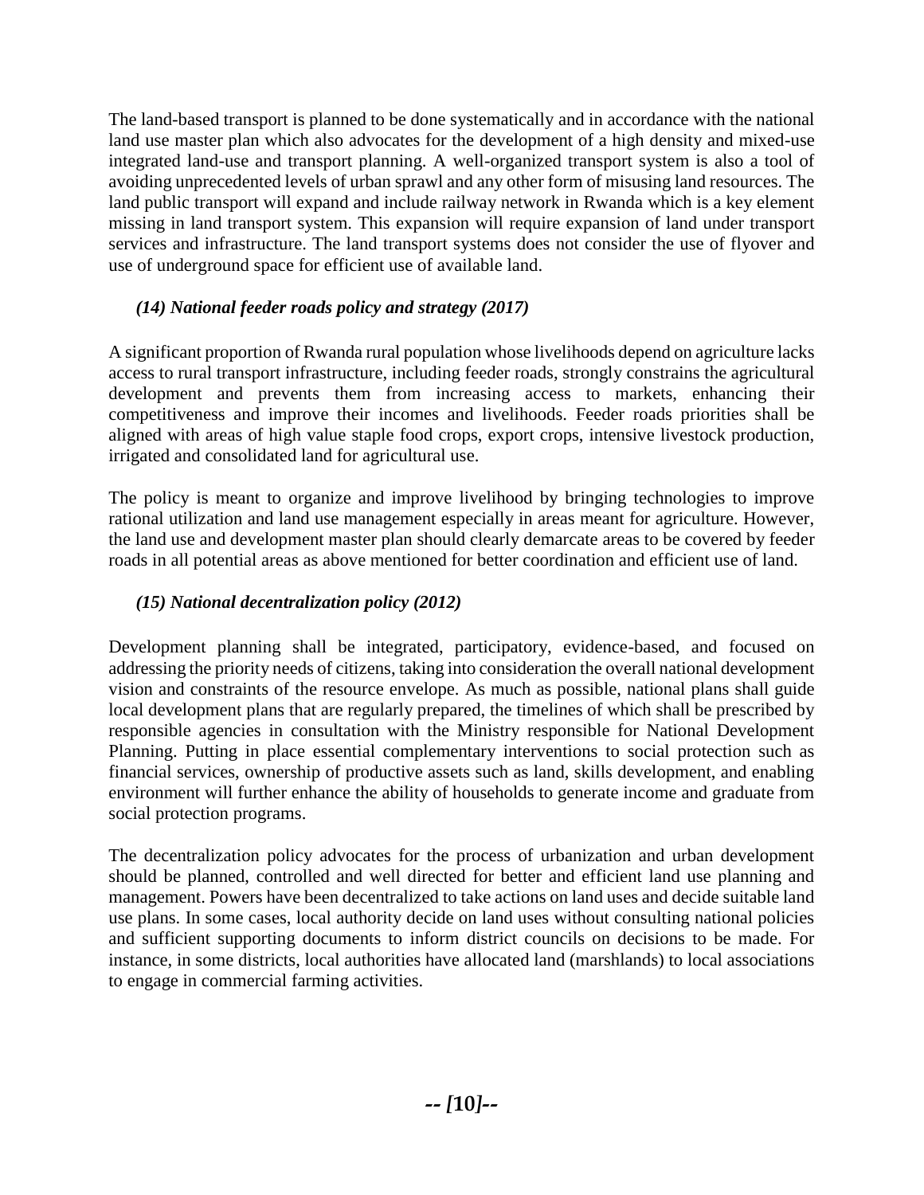The land-based transport is planned to be done systematically and in accordance with the national land use master plan which also advocates for the development of a high density and mixed-use integrated land-use and transport planning. A well-organized transport system is also a tool of avoiding unprecedented levels of urban sprawl and any other form of misusing land resources. The land public transport will expand and include railway network in Rwanda which is a key element missing in land transport system. This expansion will require expansion of land under transport services and infrastructure. The land transport systems does not consider the use of flyover and use of underground space for efficient use of available land.

### *(14) National feeder roads policy and strategy (2017)*

A significant proportion of Rwanda rural population whose livelihoods depend on agriculture lacks access to rural transport infrastructure, including feeder roads, strongly constrains the agricultural development and prevents them from increasing access to markets, enhancing their competitiveness and improve their incomes and livelihoods. Feeder roads priorities shall be aligned with areas of high value staple food crops, export crops, intensive livestock production, irrigated and consolidated land for agricultural use.

The policy is meant to organize and improve livelihood by bringing technologies to improve rational utilization and land use management especially in areas meant for agriculture. However, the land use and development master plan should clearly demarcate areas to be covered by feeder roads in all potential areas as above mentioned for better coordination and efficient use of land.

### *(15) National decentralization policy (2012)*

Development planning shall be integrated, participatory, evidence-based, and focused on addressing the priority needs of citizens, taking into consideration the overall national development vision and constraints of the resource envelope. As much as possible, national plans shall guide local development plans that are regularly prepared, the timelines of which shall be prescribed by responsible agencies in consultation with the Ministry responsible for National Development Planning. Putting in place essential complementary interventions to social protection such as financial services, ownership of productive assets such as land, skills development, and enabling environment will further enhance the ability of households to generate income and graduate from social protection programs.

The decentralization policy advocates for the process of urbanization and urban development should be planned, controlled and well directed for better and efficient land use planning and management. Powers have been decentralized to take actions on land uses and decide suitable land use plans. In some cases, local authority decide on land uses without consulting national policies and sufficient supporting documents to inform district councils on decisions to be made. For instance, in some districts, local authorities have allocated land (marshlands) to local associations to engage in commercial farming activities.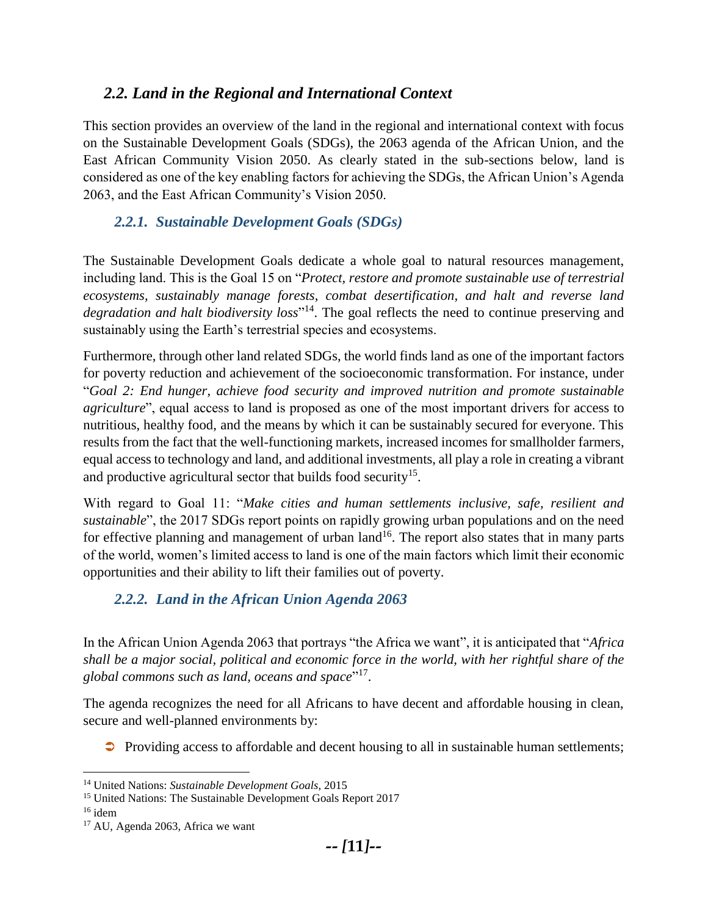## 2.2. *Land in the Regional and International Context*

This section provides an overview of the land in the regional and international context with focus on the Sustainable Development Goals (SDGs), the 2063 agenda of the African Union, and the East African Community Vision 2050. As clearly stated in the sub-sections below, land is considered as one of the key enabling factors for achieving the SDGs, the African Union's Agenda 2063, and the East African Community's Vision 2050.

### 2.2.1. *Sustainable Development Goals (SDGs)*

The Sustainable Development Goals dedicate a whole goal to natural resources management, including land. This is the Goal 15 on "*Protect, restore and promote sustainable use of terrestrial ecosystems, sustainably manage forests, combat desertification, and halt and reverse land degradation and halt biodiversity loss*"[14]. The goal reflects the need to continue preserving and sustainably using the Earth's terrestrial species and ecosystems.

Furthermore, through other land related SDGs, the world finds land as one of the important factors for poverty reduction and achievement of the socioeconomic transformation. For instance, under "*Goal 2: End hunger, achieve food security and improved nutrition and promote sustainable agriculture*", equal access to land is proposed as one of the most important drivers for access to nutritious, healthy food, and the means by which it can be sustainably secured for everyone. This results from the fact that the well-functioning markets, increased incomes for smallholder farmers, equal access to technology and land, and additional investments, all play a role in creating a vibrant and productive agricultural sector that builds food security[15].

With regard to Goal 11: "*Make cities and human settlements inclusive, safe, resilient and sustainable*", the 2017 SDGs report points on rapidly growing urban populations and on the need for effective planning and management of urban land[16]. The report also states that in many parts of the world, women's limited access to land is one of the main factors which limit their economic opportunities and their ability to lift their families out of poverty.

### 2.2.2. *Land in the African Union Agenda 2063*

In the African Union Agenda 2063 that portrays "the Africa we want", it is anticipated that "*Africa shall be a major social, political and economic force in the world, with her rightful share of the global commons such as land, oceans and space*"[17].

The agenda recognizes the need for all Africans to have decent and affordable housing in clean, secure and well-planned environments by:

- Providing access to affordable and decent housing to all in sustainable human settlements;

---

[14] United Nations: *Sustainable Development Goals*, 2015

[15] United Nations: The Sustainable Development Goals Report 2017

[16] idem

[17] AU, Agenda 2063, Africa we want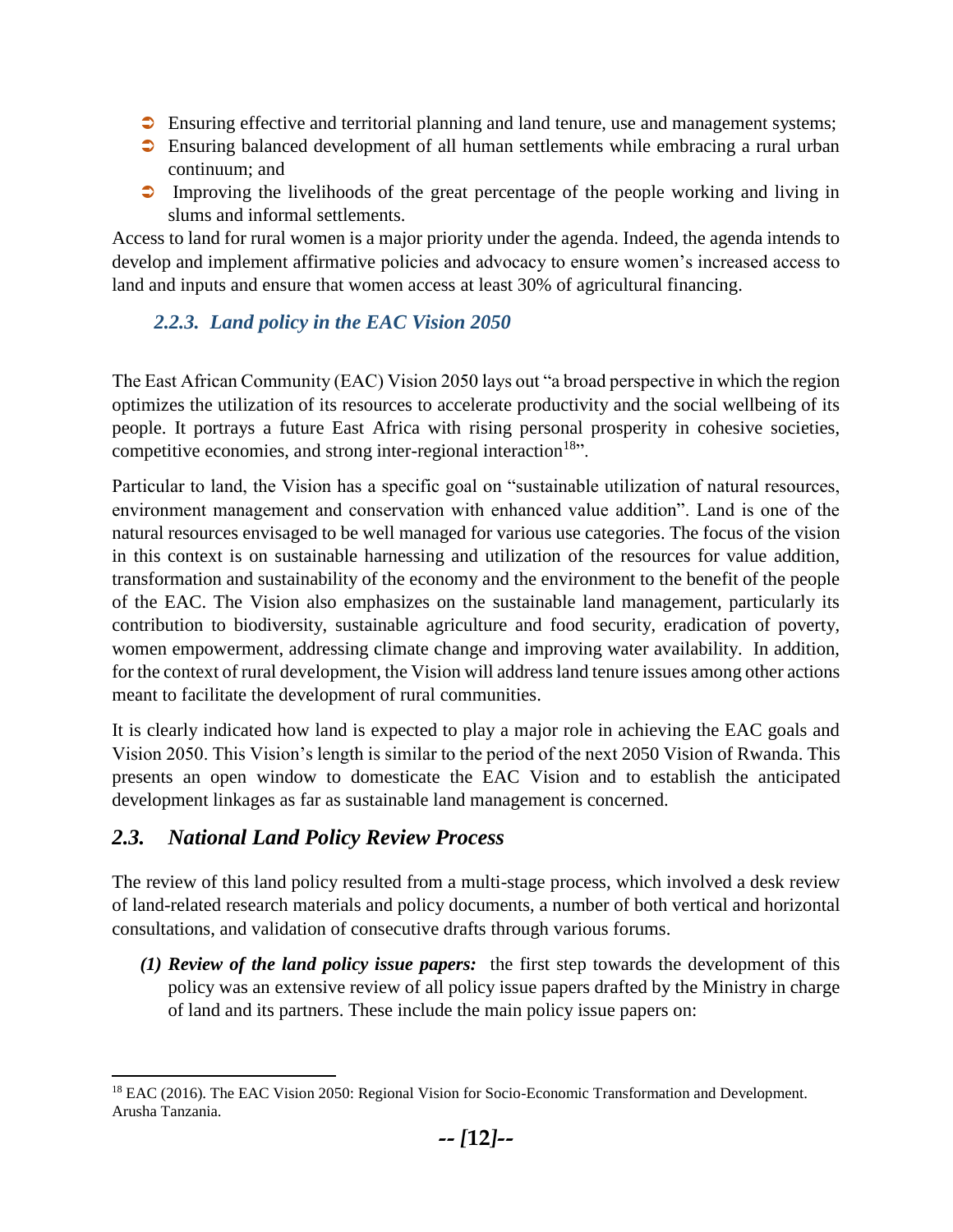- Ensuring effective and territorial planning and land tenure, use and management systems;
- Ensuring balanced development of all human settlements while embracing a rural urban continuum; and
- Improving the livelihoods of the great percentage of the people working and living in slums and informal settlements.

Access to land for rural women is a major priority under the agenda. Indeed, the agenda intends to develop and implement affirmative policies and advocacy to ensure women's increased access to land and inputs and ensure that women access at least 30% of agricultural financing.

### *2.2.3. Land policy in the EAC Vision 2050*

The East African Community (EAC) Vision 2050 lays out "a broad perspective in which the region optimizes the utilization of its resources to accelerate productivity and the social wellbeing of its people. It portrays a future East Africa with rising personal prosperity in cohesive societies, competitive economies, and strong inter-regional interaction[18]".

Particular to land, the Vision has a specific goal on "sustainable utilization of natural resources, environment management and conservation with enhanced value addition". Land is one of the natural resources envisaged to be well managed for various use categories. The focus of the vision in this context is on sustainable harnessing and utilization of the resources for value addition, transformation and sustainability of the economy and the environment to the benefit of the people of the EAC. The Vision also emphasizes on the sustainable land management, particularly its contribution to biodiversity, sustainable agriculture and food security, eradication of poverty, women empowerment, addressing climate change and improving water availability. In addition, for the context of rural development, the Vision will address land tenure issues among other actions meant to facilitate the development of rural communities.

It is clearly indicated how land is expected to play a major role in achieving the EAC goals and Vision 2050. This Vision's length is similar to the period of the next 2050 Vision of Rwanda. This presents an open window to domesticate the EAC Vision and to establish the anticipated development linkages as far as sustainable land management is concerned.

## *2.3. National Land Policy Review Process*

The review of this land policy resulted from a multi-stage process, which involved a desk review of land-related research materials and policy documents, a number of both vertical and horizontal consultations, and validation of consecutive drafts through various forums.

*(1)* ***Review of the land policy issue papers:*** the first step towards the development of this policy was an extensive review of all policy issue papers drafted by the Ministry in charge of land and its partners. These include the main policy issue papers on:

[18] EAC (2016). The EAC Vision 2050: Regional Vision for Socio-Economic Transformation and Development. Arusha Tanzania.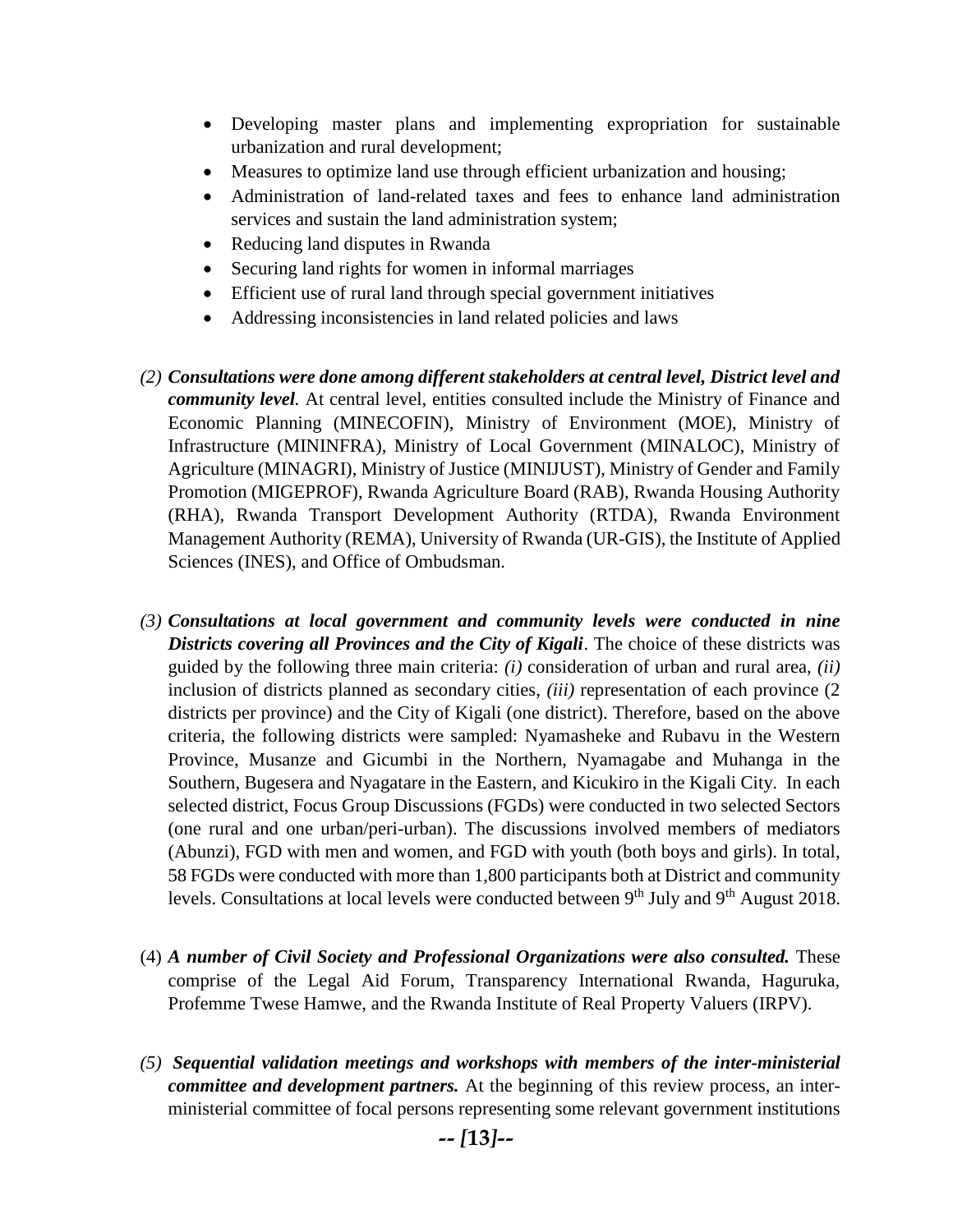- Developing master plans and implementing expropriation for sustainable urbanization and rural development;
- Measures to optimize land use through efficient urbanization and housing;
- Administration of land-related taxes and fees to enhance land administration services and sustain the land administration system;
- Reducing land disputes in Rwanda
- Securing land rights for women in informal marriages
- Efficient use of rural land through special government initiatives
- Addressing inconsistencies in land related policies and laws

*(2)* ***Consultations were done among different stakeholders at central level, District level and community level.*** At central level, entities consulted include the Ministry of Finance and Economic Planning (MINECOFIN), Ministry of Environment (MOE), Ministry of Infrastructure (MININFRA), Ministry of Local Government (MINALOC), Ministry of Agriculture (MINAGRI), Ministry of Justice (MINIJUST), Ministry of Gender and Family Promotion (MIGEPROF), Rwanda Agriculture Board (RAB), Rwanda Housing Authority (RHA), Rwanda Transport Development Authority (RTDA), Rwanda Environment Management Authority (REMA), University of Rwanda (UR-GIS), the Institute of Applied Sciences (INES), and Office of Ombudsman.

*(3)* ***Consultations at local government and community levels were conducted in nine Districts covering all Provinces and the City of Kigali***. The choice of these districts was guided by the following three main criteria: *(i)* consideration of urban and rural area, *(ii)* inclusion of districts planned as secondary cities, *(iii)* representation of each province (2 districts per province) and the City of Kigali (one district). Therefore, based on the above criteria, the following districts were sampled: Nyamasheke and Rubavu in the Western Province, Musanze and Gicumbi in the Northern, Nyamagabe and Muhanga in the Southern, Bugesera and Nyagatare in the Eastern, and Kicukiro in the Kigali City. In each selected district, Focus Group Discussions (FGDs) were conducted in two selected Sectors (one rural and one urban/peri-urban). The discussions involved members of mediators (Abunzi), FGD with men and women, and FGD with youth (both boys and girls). In total, 58 FGDs were conducted with more than 1,800 participants both at District and community levels. Consultations at local levels were conducted between 9th July and 9th August 2018.

(4) ***A number of Civil Society and Professional Organizations were also consulted.*** These comprise of the Legal Aid Forum, Transparency International Rwanda, Haguruka, Profemme Twese Hamwe, and the Rwanda Institute of Real Property Valuers (IRPV).

*(5)* ***Sequential validation meetings and workshops with members of the inter-ministerial committee and development partners.*** At the beginning of this review process, an inter-ministerial committee of focal persons representing some relevant government institutions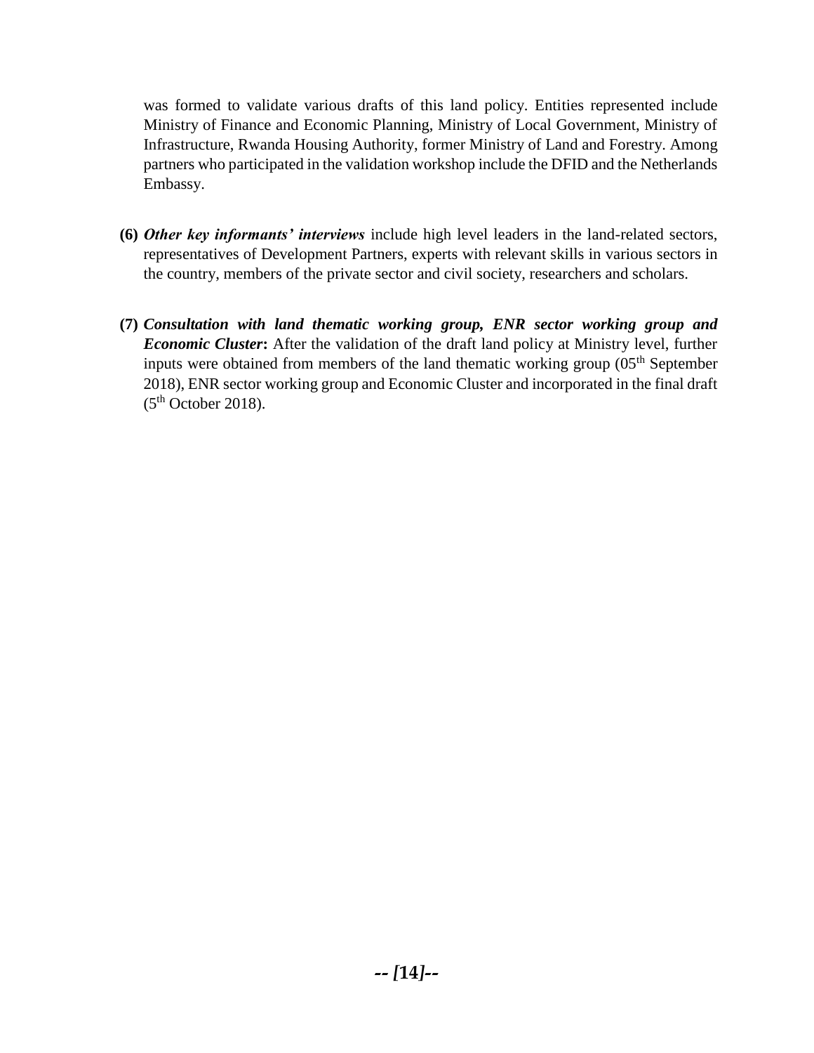was formed to validate various drafts of this land policy. Entities represented include Ministry of Finance and Economic Planning, Ministry of Local Government, Ministry of Infrastructure, Rwanda Housing Authority, former Ministry of Land and Forestry. Among partners who participated in the validation workshop include the DFID and the Netherlands Embassy.

**(6)** ***Other key informants' interviews*** include high level leaders in the land-related sectors, representatives of Development Partners, experts with relevant skills in various sectors in the country, members of the private sector and civil society, researchers and scholars.

**(7)** ***Consultation with land thematic working group, ENR sector working group and Economic Cluster*****:** After the validation of the draft land policy at Ministry level, further inputs were obtained from members of the land thematic working group (05th September 2018), ENR sector working group and Economic Cluster and incorporated in the final draft (5th October 2018).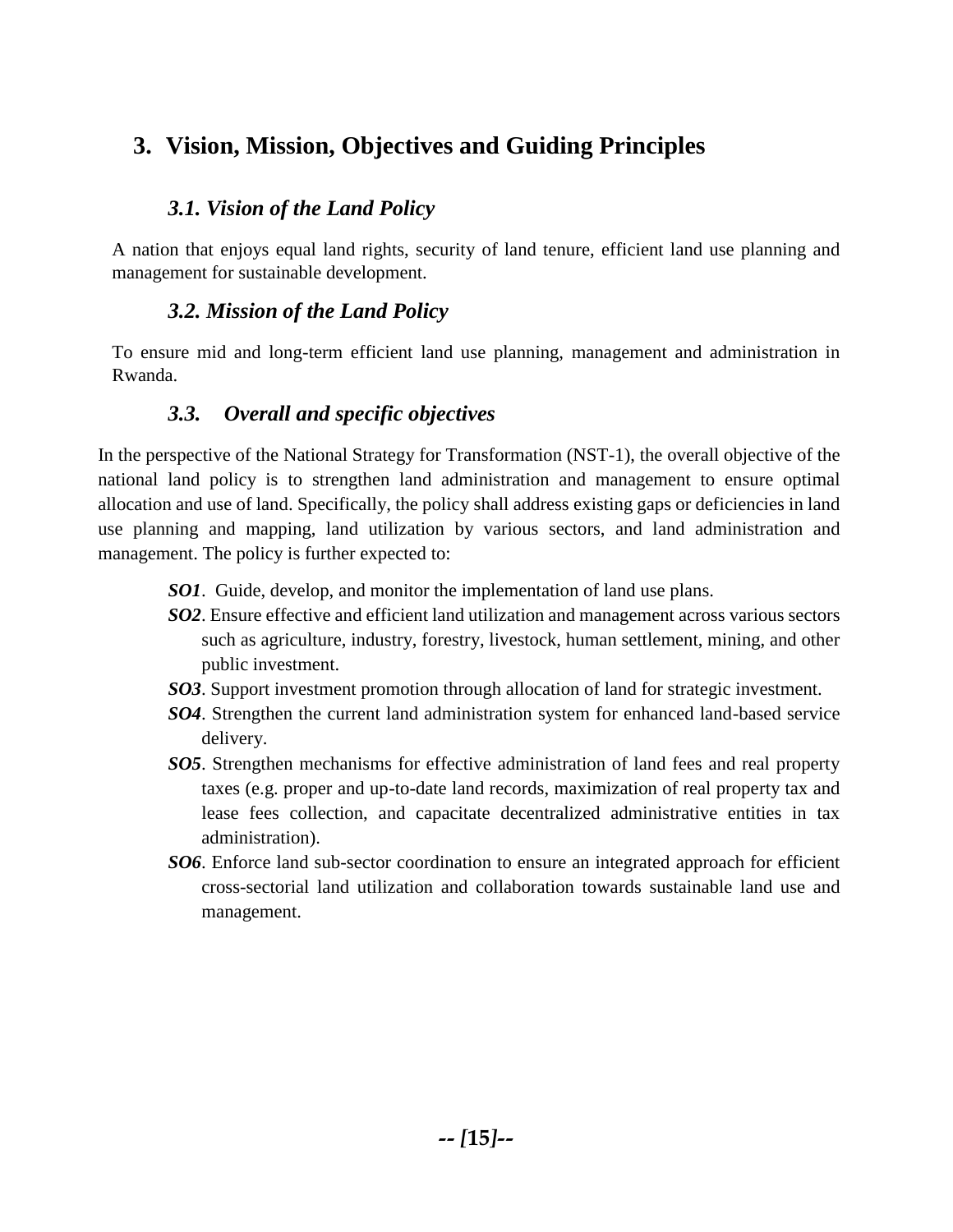# 3. Vision, Mission, Objectives and Guiding Principles

## *3.1. Vision of the Land Policy*

A nation that enjoys equal land rights, security of land tenure, efficient land use planning and management for sustainable development.

## *3.2. Mission of the Land Policy*

To ensure mid and long-term efficient land use planning, management and administration in Rwanda.

## *3.3. Overall and specific objectives*

In the perspective of the National Strategy for Transformation (NST-1), the overall objective of the national land policy is to strengthen land administration and management to ensure optimal allocation and use of land. Specifically, the policy shall address existing gaps or deficiencies in land use planning and mapping, land utilization by various sectors, and land administration and management. The policy is further expected to:

- ***SO1***. Guide, develop, and monitor the implementation of land use plans.
- ***SO2***. Ensure effective and efficient land utilization and management across various sectors such as agriculture, industry, forestry, livestock, human settlement, mining, and other public investment.
- ***SO3***. Support investment promotion through allocation of land for strategic investment.
- ***SO4***. Strengthen the current land administration system for enhanced land-based service delivery.
- ***SO5***. Strengthen mechanisms for effective administration of land fees and real property taxes (e.g. proper and up-to-date land records, maximization of real property tax and lease fees collection, and capacitate decentralized administrative entities in tax administration).
- ***SO6***. Enforce land sub-sector coordination to ensure an integrated approach for efficient cross-sectorial land utilization and collaboration towards sustainable land use and management.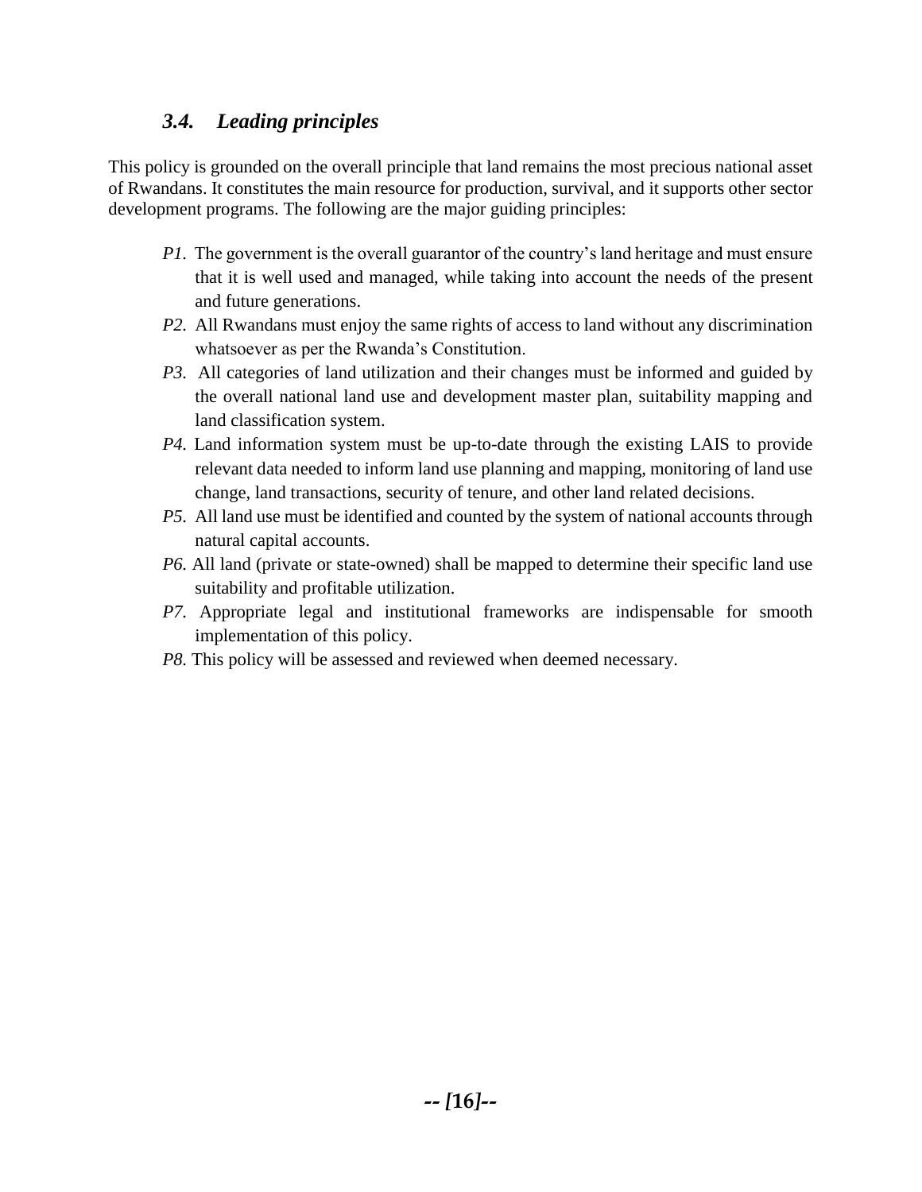## *3.4. Leading principles*

This policy is grounded on the overall principle that land remains the most precious national asset of Rwandans. It constitutes the main resource for production, survival, and it supports other sector development programs. The following are the major guiding principles:

- *P1.* The government is the overall guarantor of the country's land heritage and must ensure that it is well used and managed, while taking into account the needs of the present and future generations.
- *P2.* All Rwandans must enjoy the same rights of access to land without any discrimination whatsoever as per the Rwanda's Constitution.
- *P3.* All categories of land utilization and their changes must be informed and guided by the overall national land use and development master plan, suitability mapping and land classification system.
- *P4.* Land information system must be up-to-date through the existing LAIS to provide relevant data needed to inform land use planning and mapping, monitoring of land use change, land transactions, security of tenure, and other land related decisions.
- *P5.* All land use must be identified and counted by the system of national accounts through natural capital accounts.
- *P6.* All land (private or state-owned) shall be mapped to determine their specific land use suitability and profitable utilization.
- *P7.* Appropriate legal and institutional frameworks are indispensable for smooth implementation of this policy.
- *P8.* This policy will be assessed and reviewed when deemed necessary.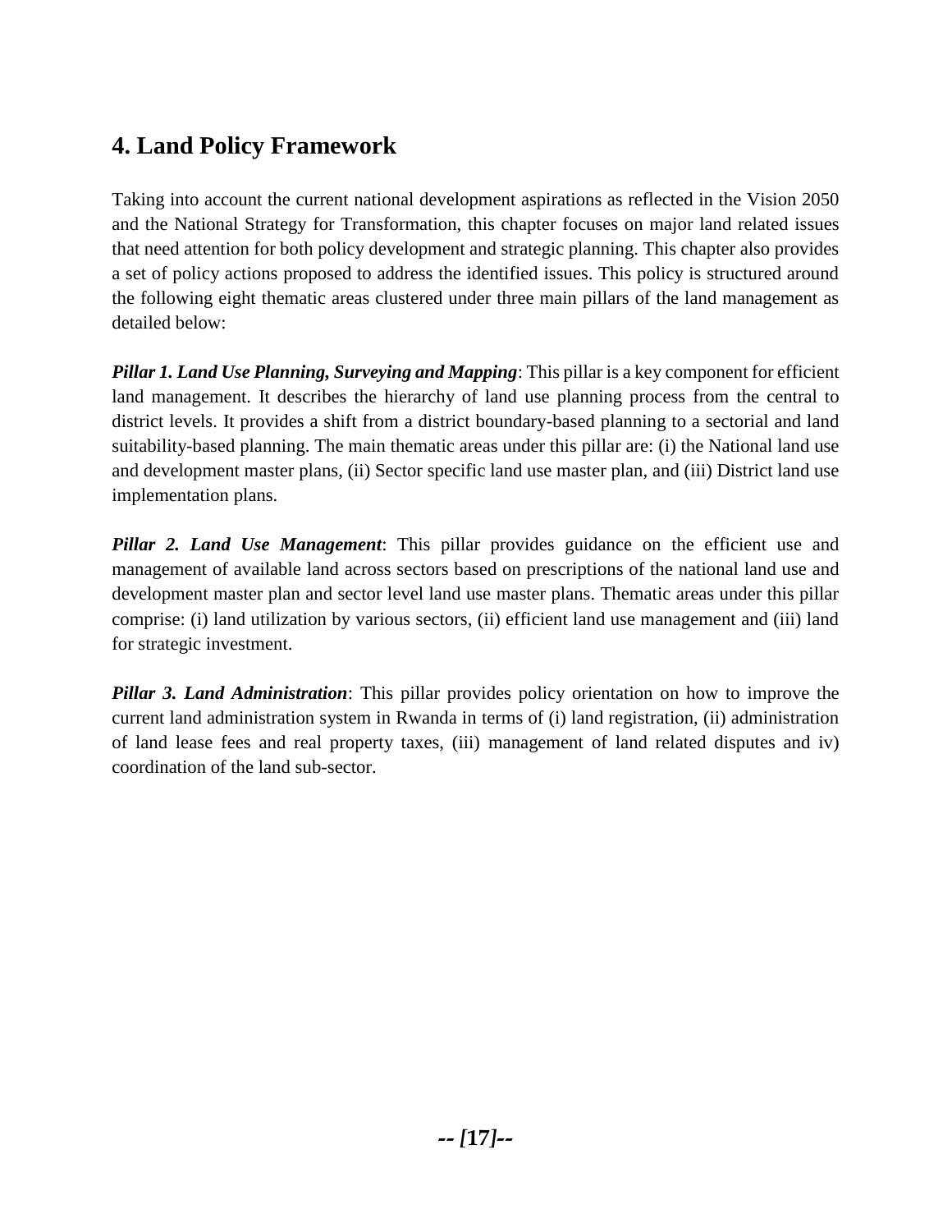## 4. Land Policy Framework

Taking into account the current national development aspirations as reflected in the Vision 2050 and the National Strategy for Transformation, this chapter focuses on major land related issues that need attention for both policy development and strategic planning. This chapter also provides a set of policy actions proposed to address the identified issues. This policy is structured around the following eight thematic areas clustered under three main pillars of the land management as detailed below:

***Pillar 1. Land Use Planning, Surveying and Mapping***: This pillar is a key component for efficient land management. It describes the hierarchy of land use planning process from the central to district levels. It provides a shift from a district boundary-based planning to a sectorial and land suitability-based planning. The main thematic areas under this pillar are: (i) the National land use and development master plans, (ii) Sector specific land use master plan, and (iii) District land use implementation plans.

***Pillar 2. Land Use Management***: This pillar provides guidance on the efficient use and management of available land across sectors based on prescriptions of the national land use and development master plan and sector level land use master plans. Thematic areas under this pillar comprise: (i) land utilization by various sectors, (ii) efficient land use management and (iii) land for strategic investment.

***Pillar 3. Land Administration***: This pillar provides policy orientation on how to improve the current land administration system in Rwanda in terms of (i) land registration, (ii) administration of land lease fees and real property taxes, (iii) management of land related disputes and iv) coordination of the land sub-sector.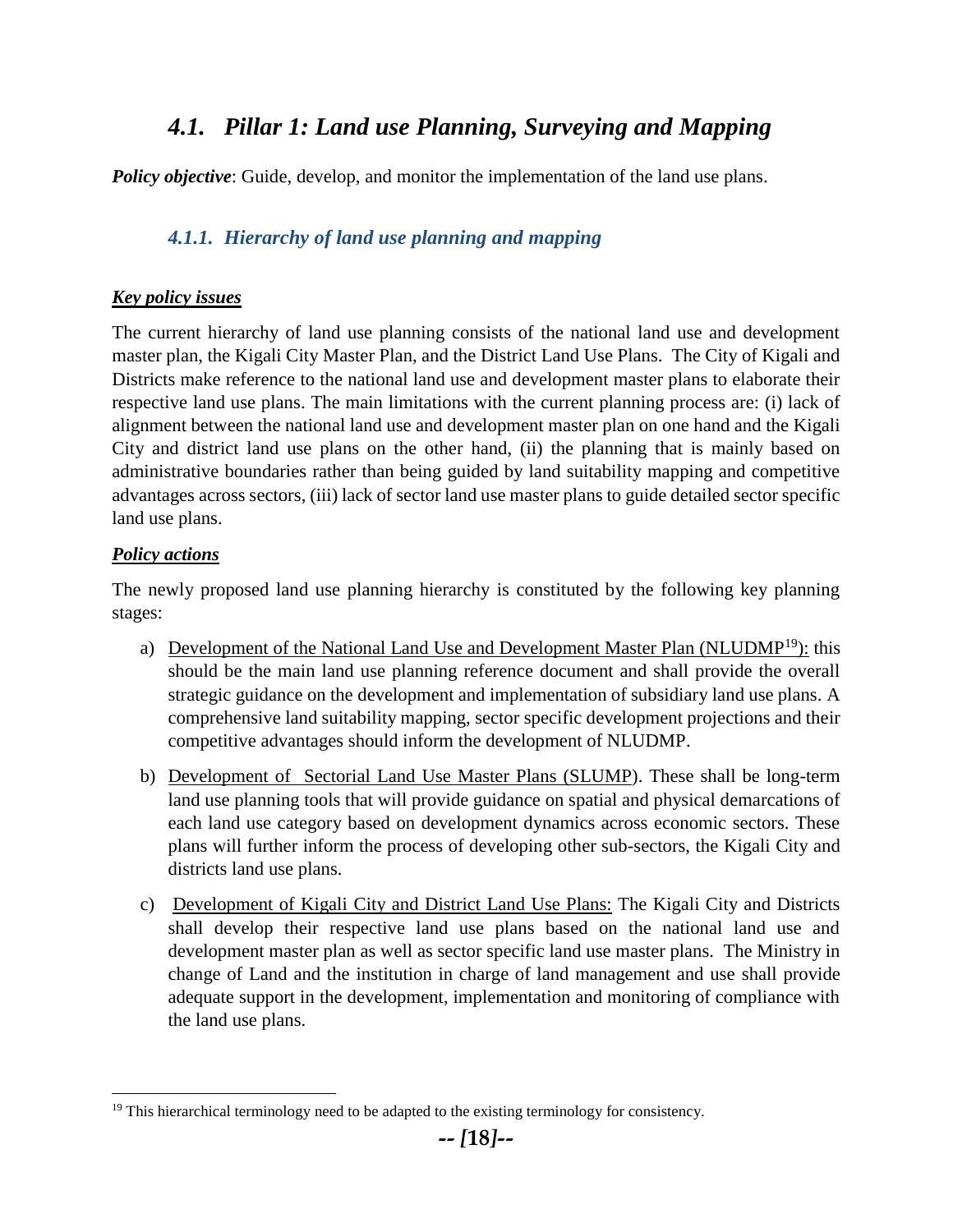## *4.1. Pillar 1: Land use Planning, Surveying and Mapping*

***Policy objective***: Guide, develop, and monitor the implementation of the land use plans.

### *4.1.1. Hierarchy of land use planning and mapping*

***Key policy issues***

The current hierarchy of land use planning consists of the national land use and development master plan, the Kigali City Master Plan, and the District Land Use Plans. The City of Kigali and Districts make reference to the national land use and development master plans to elaborate their respective land use plans. The main limitations with the current planning process are: (i) lack of alignment between the national land use and development master plan on one hand and the Kigali City and district land use plans on the other hand, (ii) the planning that is mainly based on administrative boundaries rather than being guided by land suitability mapping and competitive advantages across sectors, (iii) lack of sector land use master plans to guide detailed sector specific land use plans.

***Policy actions***

The newly proposed land use planning hierarchy is constituted by the following key planning stages:

a) Development of the National Land Use and Development Master Plan (NLUDMP[19]): this should be the main land use planning reference document and shall provide the overall strategic guidance on the development and implementation of subsidiary land use plans. A comprehensive land suitability mapping, sector specific development projections and their competitive advantages should inform the development of NLUDMP.

b) Development of Sectorial Land Use Master Plans (SLUMP). These shall be long-term land use planning tools that will provide guidance on spatial and physical demarcations of each land use category based on development dynamics across economic sectors. These plans will further inform the process of developing other sub-sectors, the Kigali City and districts land use plans.

c) Development of Kigali City and District Land Use Plans: The Kigali City and Districts shall develop their respective land use plans based on the national land use and development master plan as well as sector specific land use master plans. The Ministry in change of Land and the institution in charge of land management and use shall provide adequate support in the development, implementation and monitoring of compliance with the land use plans.

[19] This hierarchical terminology need to be adapted to the existing terminology for consistency.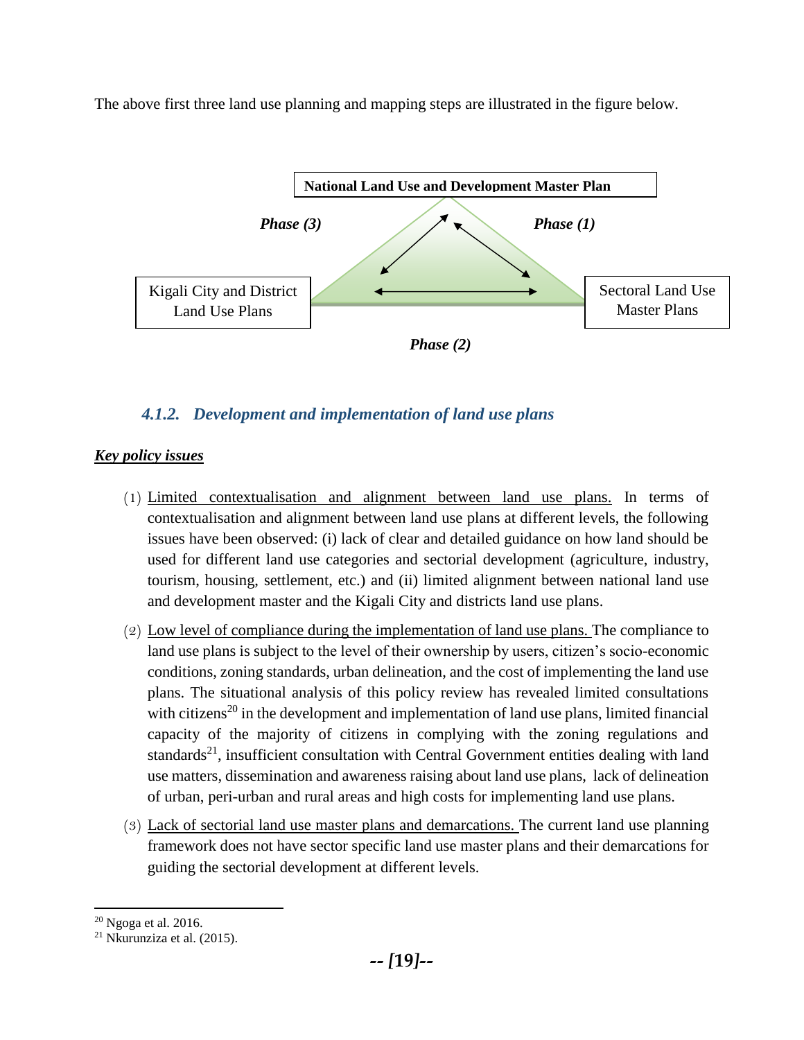The above first three land use planning and mapping steps are illustrated in the figure below.

National Land Use and Development Master Plan

*Phase (3)* *Phase (1)*

Kigali City and District Land Use Plans | Sectoral Land Use Master Plans

*Phase (2)*

### *4.1.2. Development and implementation of land use plans*

***Key policy issues***

(1) Limited contextualisation and alignment between land use plans. In terms of contextualisation and alignment between land use plans at different levels, the following issues have been observed: (i) lack of clear and detailed guidance on how land should be used for different land use categories and sectorial development (agriculture, industry, tourism, housing, settlement, etc.) and (ii) limited alignment between national land use and development master and the Kigali City and districts land use plans.

(2) Low level of compliance during the implementation of land use plans. The compliance to land use plans is subject to the level of their ownership by users, citizen's socio-economic conditions, zoning standards, urban delineation, and the cost of implementing the land use plans. The situational analysis of this policy review has revealed limited consultations with citizens[20] in the development and implementation of land use plans, limited financial capacity of the majority of citizens in complying with the zoning regulations and standards[21], insufficient consultation with Central Government entities dealing with land use matters, dissemination and awareness raising about land use plans, lack of delineation of urban, peri-urban and rural areas and high costs for implementing land use plans.

(3) Lack of sectorial land use master plans and demarcations. The current land use planning framework does not have sector specific land use master plans and their demarcations for guiding the sectorial development at different levels.

[20] Ngoga et al. 2016.

[21] Nkurunziza et al. (2015).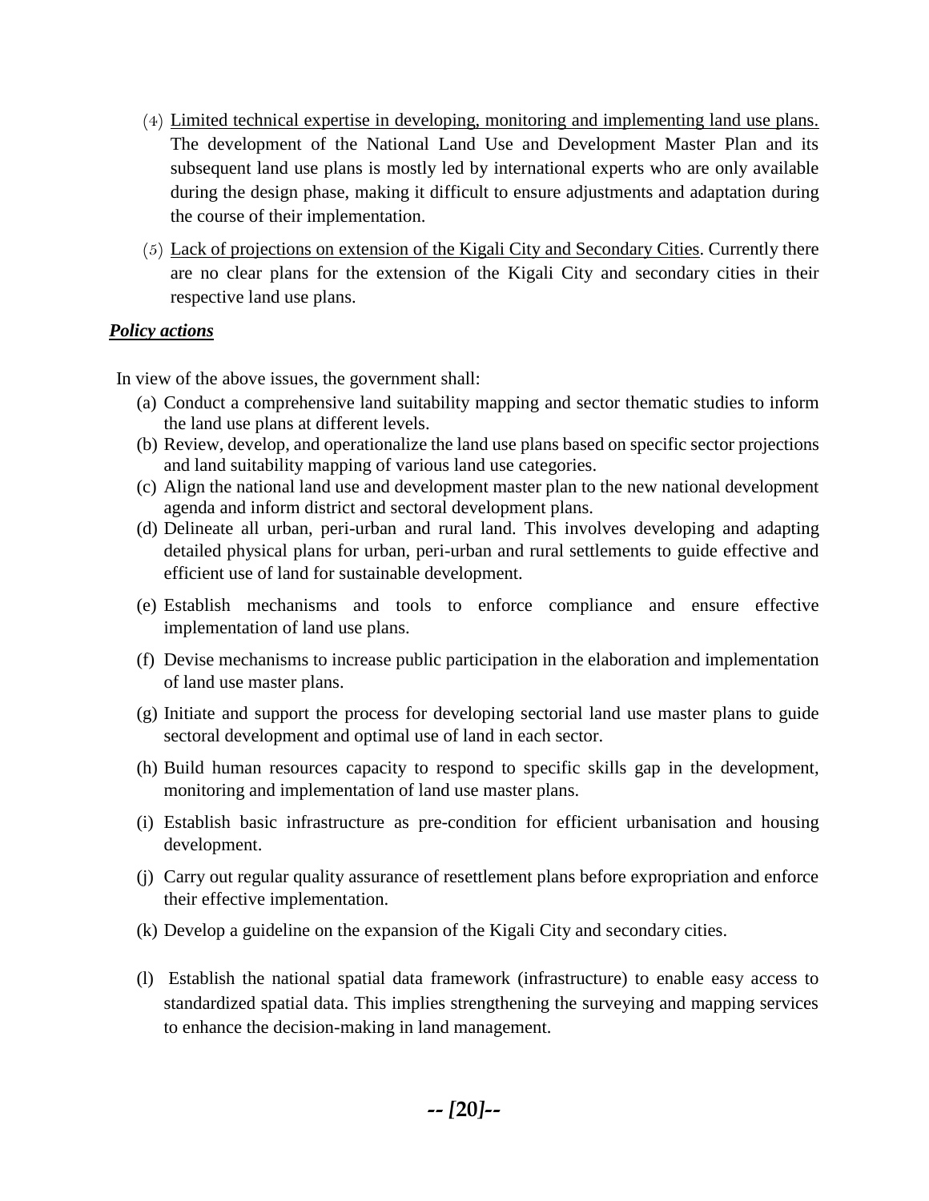(4) Limited technical expertise in developing, monitoring and implementing land use plans. The development of the National Land Use and Development Master Plan and its subsequent land use plans is mostly led by international experts who are only available during the design phase, making it difficult to ensure adjustments and adaptation during the course of their implementation.

(5) Lack of projections on extension of the Kigali City and Secondary Cities. Currently there are no clear plans for the extension of the Kigali City and secondary cities in their respective land use plans.

***Policy actions***

In view of the above issues, the government shall:

(a) Conduct a comprehensive land suitability mapping and sector thematic studies to inform the land use plans at different levels.
(b) Review, develop, and operationalize the land use plans based on specific sector projections and land suitability mapping of various land use categories.
(c) Align the national land use and development master plan to the new national development agenda and inform district and sectoral development plans.
(d) Delineate all urban, peri-urban and rural land. This involves developing and adapting detailed physical plans for urban, peri-urban and rural settlements to guide effective and efficient use of land for sustainable development.
(e) Establish mechanisms and tools to enforce compliance and ensure effective implementation of land use plans.
(f) Devise mechanisms to increase public participation in the elaboration and implementation of land use master plans.
(g) Initiate and support the process for developing sectorial land use master plans to guide sectoral development and optimal use of land in each sector.
(h) Build human resources capacity to respond to specific skills gap in the development, monitoring and implementation of land use master plans.
(i) Establish basic infrastructure as pre-condition for efficient urbanisation and housing development.
(j) Carry out regular quality assurance of resettlement plans before expropriation and enforce their effective implementation.
(k) Develop a guideline on the expansion of the Kigali City and secondary cities.
(l) Establish the national spatial data framework (infrastructure) to enable easy access to standardized spatial data. This implies strengthening the surveying and mapping services to enhance the decision-making in land management.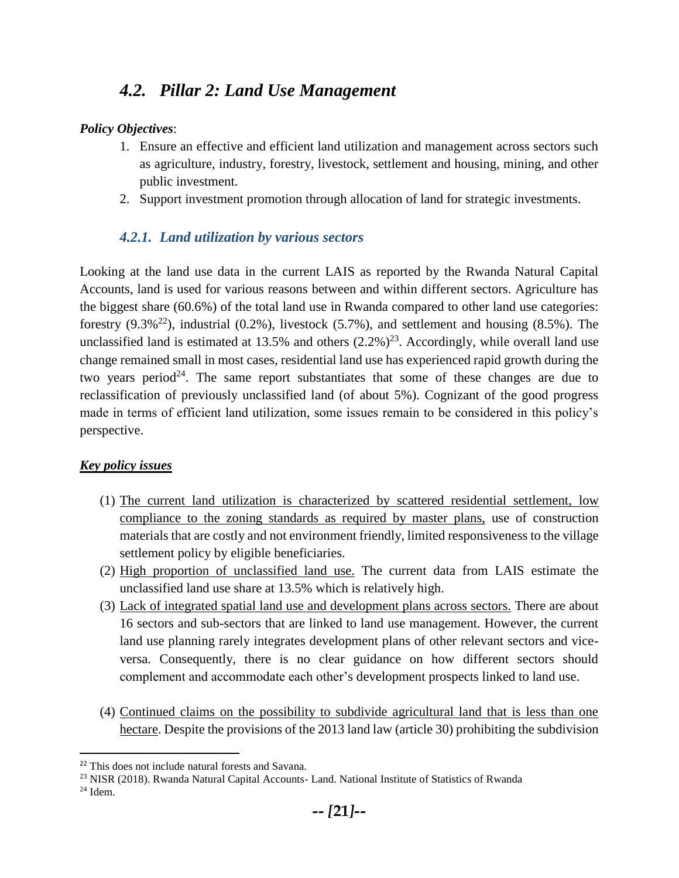## *4.2. Pillar 2: Land Use Management*

***Policy Objectives***:

1. Ensure an effective and efficient land utilization and management across sectors such as agriculture, industry, forestry, livestock, settlement and housing, mining, and other public investment.
2. Support investment promotion through allocation of land for strategic investments.

### *4.2.1. Land utilization by various sectors*

Looking at the land use data in the current LAIS as reported by the Rwanda Natural Capital Accounts, land is used for various reasons between and within different sectors. Agriculture has the biggest share (60.6%) of the total land use in Rwanda compared to other land use categories: forestry (9.3%[22]), industrial (0.2%), livestock (5.7%), and settlement and housing (8.5%). The unclassified land is estimated at 13.5% and others (2.2%)[23]. Accordingly, while overall land use change remained small in most cases, residential land use has experienced rapid growth during the two years period[24]. The same report substantiates that some of these changes are due to reclassification of previously unclassified land (of about 5%). Cognizant of the good progress made in terms of efficient land utilization, some issues remain to be considered in this policy's perspective.

***Key policy issues***

(1) The current land utilization is characterized by scattered residential settlement, low compliance to the zoning standards as required by master plans, use of construction materials that are costly and not environment friendly, limited responsiveness to the village settlement policy by eligible beneficiaries.

(2) High proportion of unclassified land use. The current data from LAIS estimate the unclassified land use share at 13.5% which is relatively high.

(3) Lack of integrated spatial land use and development plans across sectors. There are about 16 sectors and sub-sectors that are linked to land use management. However, the current land use planning rarely integrates development plans of other relevant sectors and vice-versa. Consequently, there is no clear guidance on how different sectors should complement and accommodate each other's development prospects linked to land use.

(4) Continued claims on the possibility to subdivide agricultural land that is less than one hectare. Despite the provisions of the 2013 land law (article 30) prohibiting the subdivision

---

[22] This does not include natural forests and Savana.

[23] NISR (2018). Rwanda Natural Capital Accounts- Land. National Institute of Statistics of Rwanda

[24] Idem.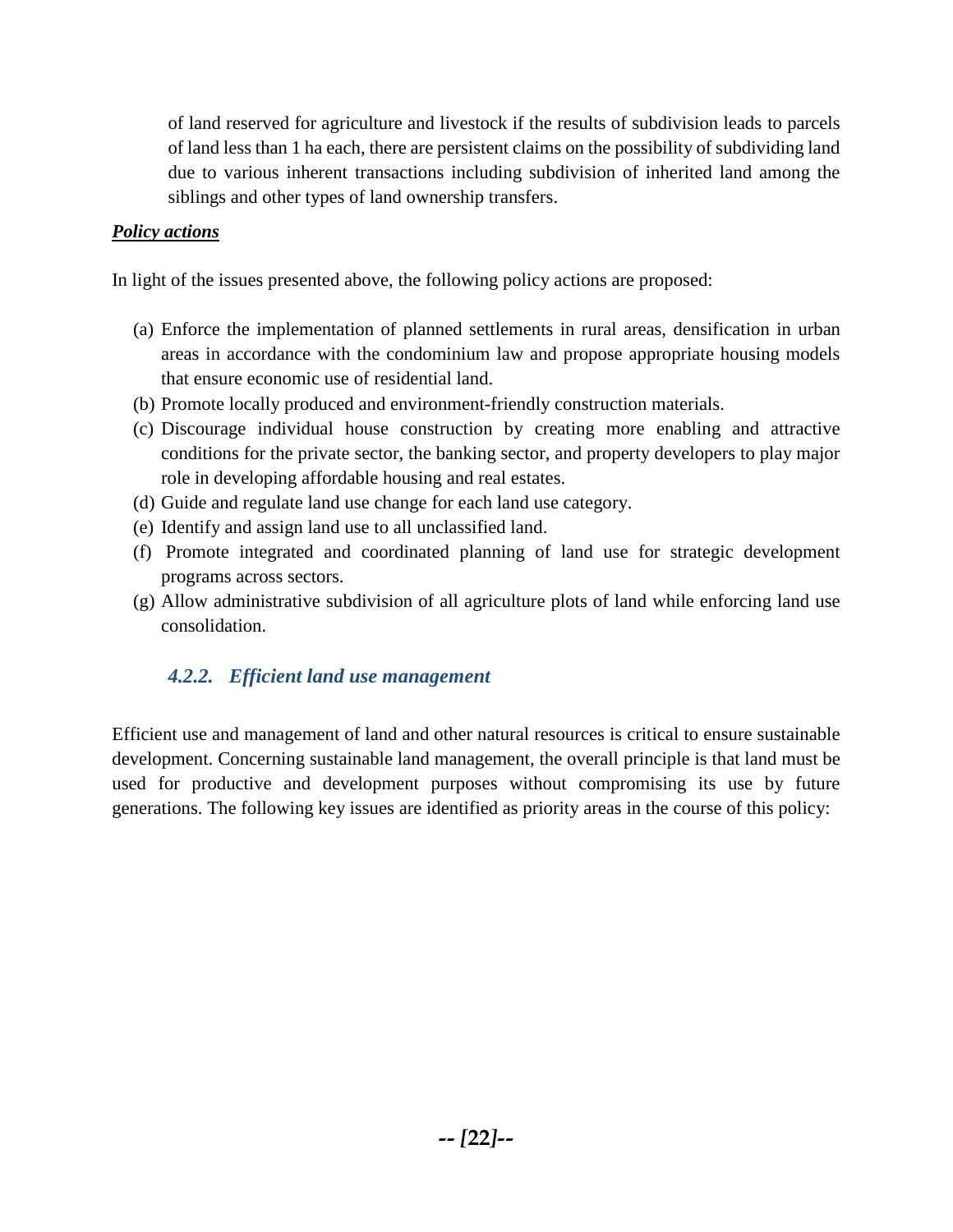of land reserved for agriculture and livestock if the results of subdivision leads to parcels of land less than 1 ha each, there are persistent claims on the possibility of subdividing land due to various inherent transactions including subdivision of inherited land among the siblings and other types of land ownership transfers.

***Policy actions***

In light of the issues presented above, the following policy actions are proposed:

(a) Enforce the implementation of planned settlements in rural areas, densification in urban areas in accordance with the condominium law and propose appropriate housing models that ensure economic use of residential land.
(b) Promote locally produced and environment-friendly construction materials.
(c) Discourage individual house construction by creating more enabling and attractive conditions for the private sector, the banking sector, and property developers to play major role in developing affordable housing and real estates.
(d) Guide and regulate land use change for each land use category.
(e) Identify and assign land use to all unclassified land.
(f) Promote integrated and coordinated planning of land use for strategic development programs across sectors.
(g) Allow administrative subdivision of all agriculture plots of land while enforcing land use consolidation.

### *4.2.2. Efficient land use management*

Efficient use and management of land and other natural resources is critical to ensure sustainable development. Concerning sustainable land management, the overall principle is that land must be used for productive and development purposes without compromising its use by future generations. The following key issues are identified as priority areas in the course of this policy: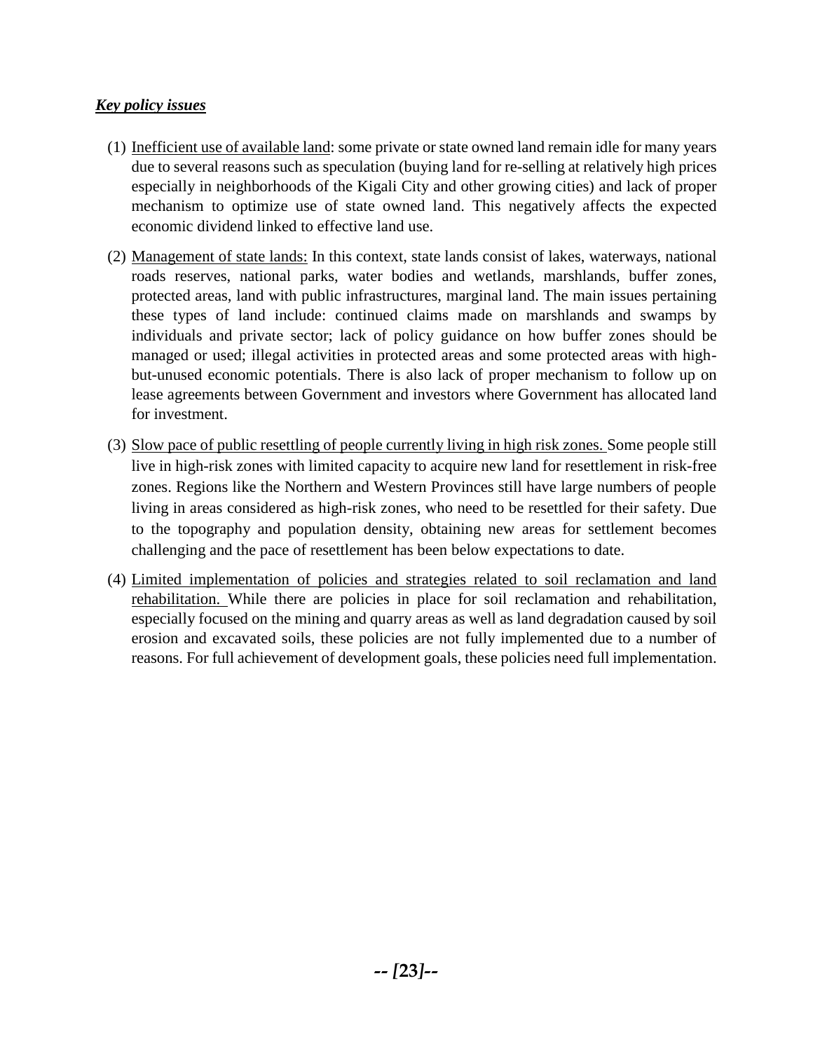***Key policy issues***

(1) Inefficient use of available land: some private or state owned land remain idle for many years due to several reasons such as speculation (buying land for re-selling at relatively high prices especially in neighborhoods of the Kigali City and other growing cities) and lack of proper mechanism to optimize use of state owned land. This negatively affects the expected economic dividend linked to effective land use.

(2) Management of state lands: In this context, state lands consist of lakes, waterways, national roads reserves, national parks, water bodies and wetlands, marshlands, buffer zones, protected areas, land with public infrastructures, marginal land. The main issues pertaining these types of land include: continued claims made on marshlands and swamps by individuals and private sector; lack of policy guidance on how buffer zones should be managed or used; illegal activities in protected areas and some protected areas with high-but-unused economic potentials. There is also lack of proper mechanism to follow up on lease agreements between Government and investors where Government has allocated land for investment.

(3) Slow pace of public resettling of people currently living in high risk zones. Some people still live in high-risk zones with limited capacity to acquire new land for resettlement in risk-free zones. Regions like the Northern and Western Provinces still have large numbers of people living in areas considered as high-risk zones, who need to be resettled for their safety. Due to the topography and population density, obtaining new areas for settlement becomes challenging and the pace of resettlement has been below expectations to date.

(4) Limited implementation of policies and strategies related to soil reclamation and land rehabilitation. While there are policies in place for soil reclamation and rehabilitation, especially focused on the mining and quarry areas as well as land degradation caused by soil erosion and excavated soils, these policies are not fully implemented due to a number of reasons. For full achievement of development goals, these policies need full implementation.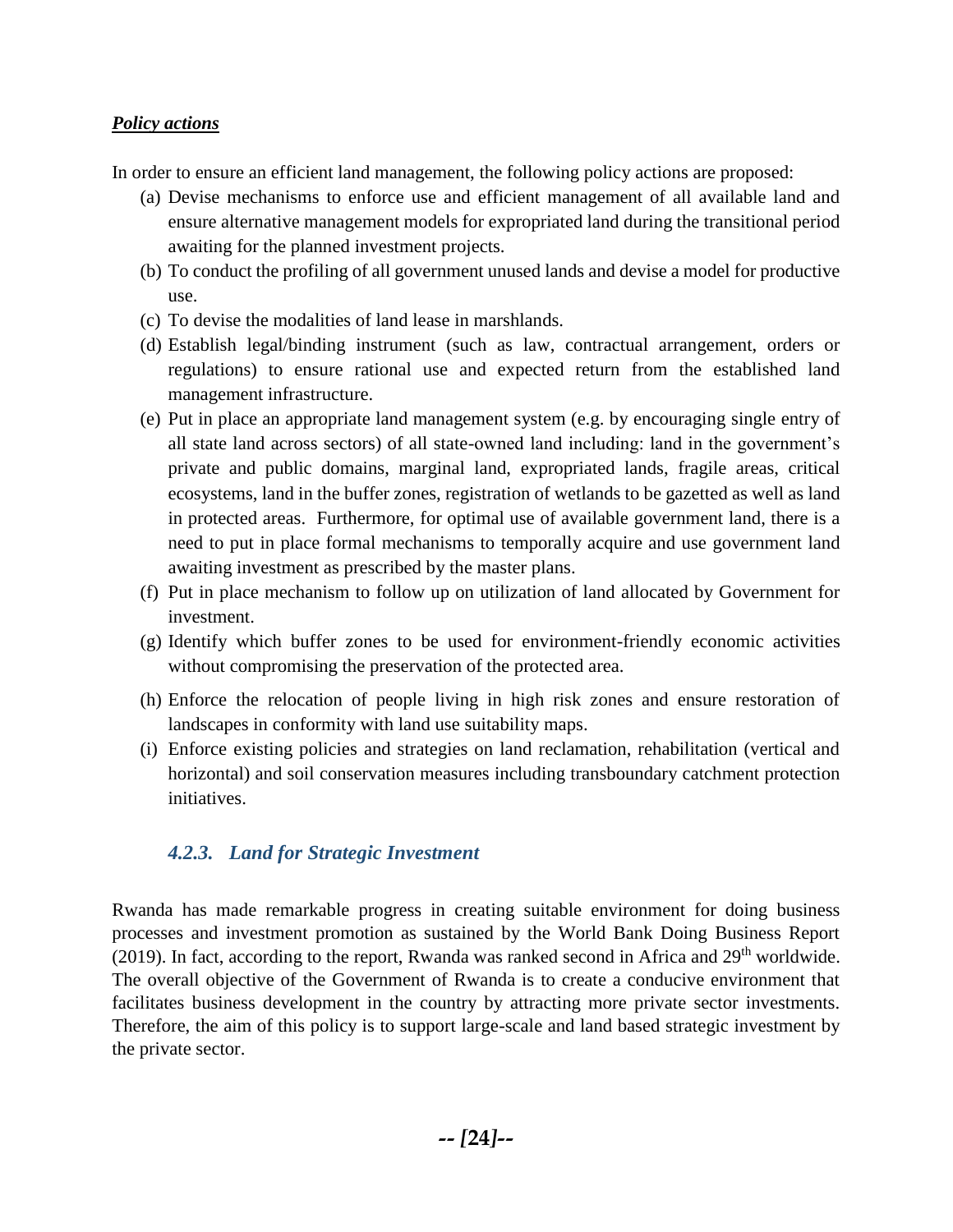***Policy actions***

In order to ensure an efficient land management, the following policy actions are proposed:

(a) Devise mechanisms to enforce use and efficient management of all available land and ensure alternative management models for expropriated land during the transitional period awaiting for the planned investment projects.

(b) To conduct the profiling of all government unused lands and devise a model for productive use.

(c) To devise the modalities of land lease in marshlands.

(d) Establish legal/binding instrument (such as law, contractual arrangement, orders or regulations) to ensure rational use and expected return from the established land management infrastructure.

(e) Put in place an appropriate land management system (e.g. by encouraging single entry of all state land across sectors) of all state-owned land including: land in the government's private and public domains, marginal land, expropriated lands, fragile areas, critical ecosystems, land in the buffer zones, registration of wetlands to be gazetted as well as land in protected areas. Furthermore, for optimal use of available government land, there is a need to put in place formal mechanisms to temporally acquire and use government land awaiting investment as prescribed by the master plans.

(f) Put in place mechanism to follow up on utilization of land allocated by Government for investment.

(g) Identify which buffer zones to be used for environment-friendly economic activities without compromising the preservation of the protected area.

(h) Enforce the relocation of people living in high risk zones and ensure restoration of landscapes in conformity with land use suitability maps.

(i) Enforce existing policies and strategies on land reclamation, rehabilitation (vertical and horizontal) and soil conservation measures including transboundary catchment protection initiatives.

### *4.2.3. Land for Strategic Investment*

Rwanda has made remarkable progress in creating suitable environment for doing business processes and investment promotion as sustained by the World Bank Doing Business Report (2019). In fact, according to the report, Rwanda was ranked second in Africa and 29th worldwide. The overall objective of the Government of Rwanda is to create a conducive environment that facilitates business development in the country by attracting more private sector investments. Therefore, the aim of this policy is to support large-scale and land based strategic investment by the private sector.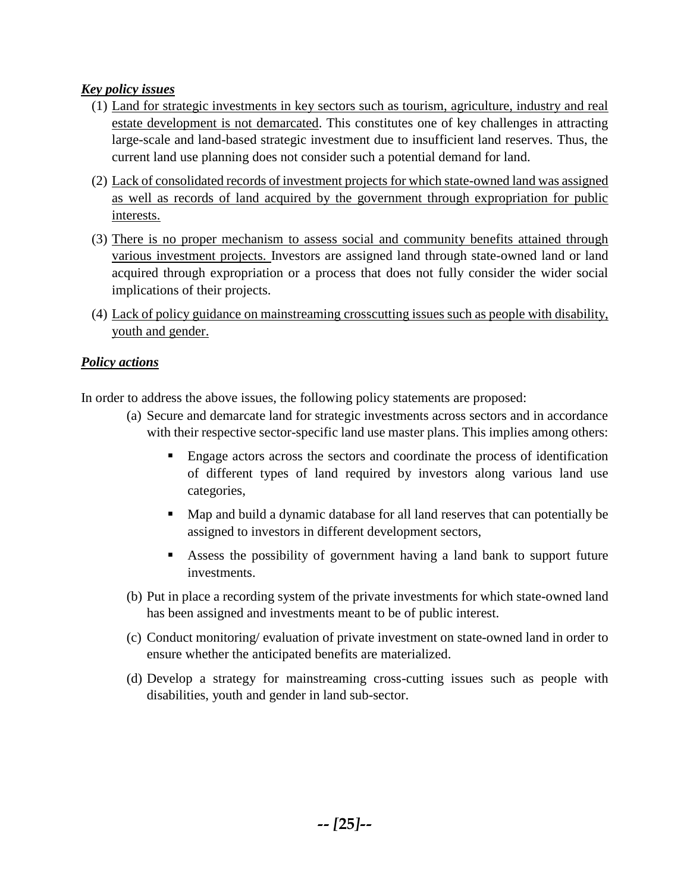***Key policy issues***

(1) Land for strategic investments in key sectors such as tourism, agriculture, industry and real estate development is not demarcated. This constitutes one of key challenges in attracting large-scale and land-based strategic investment due to insufficient land reserves. Thus, the current land use planning does not consider such a potential demand for land.

(2) Lack of consolidated records of investment projects for which state-owned land was assigned as well as records of land acquired by the government through expropriation for public interests.

(3) There is no proper mechanism to assess social and community benefits attained through various investment projects. Investors are assigned land through state-owned land or land acquired through expropriation or a process that does not fully consider the wider social implications of their projects.

(4) Lack of policy guidance on mainstreaming crosscutting issues such as people with disability, youth and gender.

***Policy actions***

In order to address the above issues, the following policy statements are proposed:

(a) Secure and demarcate land for strategic investments across sectors and in accordance with their respective sector-specific land use master plans. This implies among others:

- Engage actors across the sectors and coordinate the process of identification of different types of land required by investors along various land use categories,
- Map and build a dynamic database for all land reserves that can potentially be assigned to investors in different development sectors,
- Assess the possibility of government having a land bank to support future investments.

(b) Put in place a recording system of the private investments for which state-owned land has been assigned and investments meant to be of public interest.

(c) Conduct monitoring/ evaluation of private investment on state-owned land in order to ensure whether the anticipated benefits are materialized.

(d) Develop a strategy for mainstreaming cross-cutting issues such as people with disabilities, youth and gender in land sub-sector.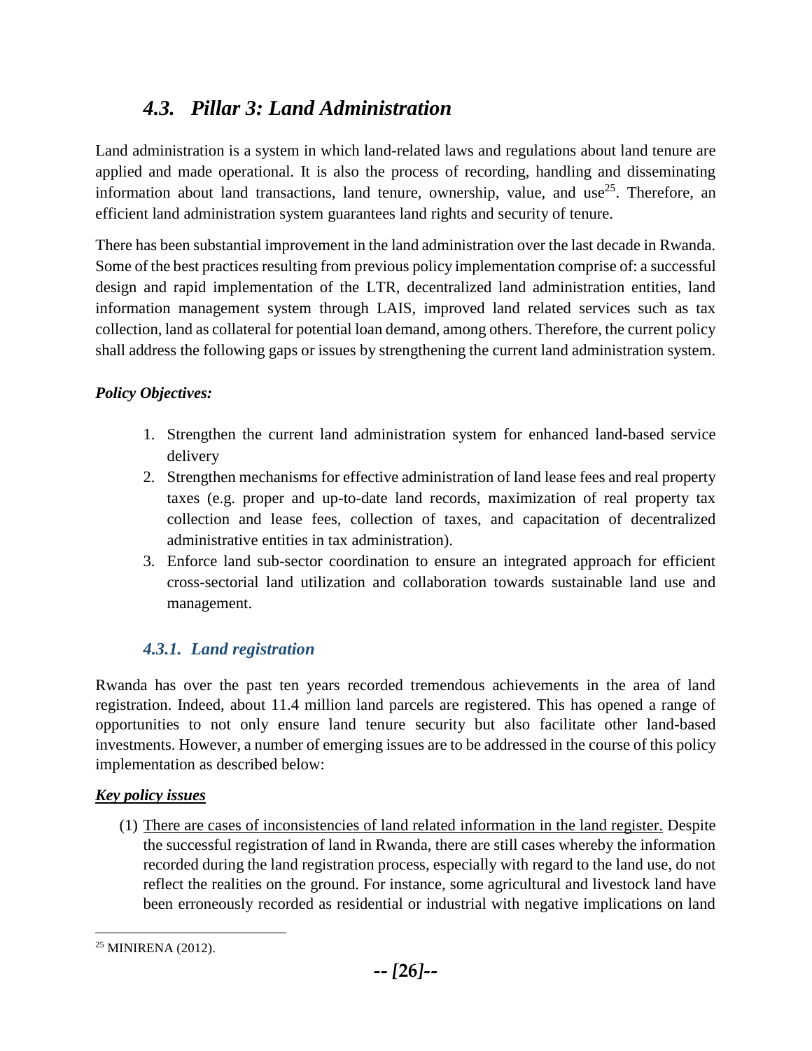## *4.3. Pillar 3: Land Administration*

Land administration is a system in which land-related laws and regulations about land tenure are applied and made operational. It is also the process of recording, handling and disseminating information about land transactions, land tenure, ownership, value, and use[25]. Therefore, an efficient land administration system guarantees land rights and security of tenure.

There has been substantial improvement in the land administration over the last decade in Rwanda. Some of the best practices resulting from previous policy implementation comprise of: a successful design and rapid implementation of the LTR, decentralized land administration entities, land information management system through LAIS, improved land related services such as tax collection, land as collateral for potential loan demand, among others. Therefore, the current policy shall address the following gaps or issues by strengthening the current land administration system.

***Policy Objectives:***

1. Strengthen the current land administration system for enhanced land-based service delivery
2. Strengthen mechanisms for effective administration of land lease fees and real property taxes (e.g. proper and up-to-date land records, maximization of real property tax collection and lease fees, collection of taxes, and capacitation of decentralized administrative entities in tax administration).
3. Enforce land sub-sector coordination to ensure an integrated approach for efficient cross-sectorial land utilization and collaboration towards sustainable land use and management.

### *4.3.1. Land registration*

Rwanda has over the past ten years recorded tremendous achievements in the area of land registration. Indeed, about 11.4 million land parcels are registered. This has opened a range of opportunities to not only ensure land tenure security but also facilitate other land-based investments. However, a number of emerging issues are to be addressed in the course of this policy implementation as described below:

***Key policy issues***

(1) There are cases of inconsistencies of land related information in the land register. Despite the successful registration of land in Rwanda, there are still cases whereby the information recorded during the land registration process, especially with regard to the land use, do not reflect the realities on the ground. For instance, some agricultural and livestock land have been erroneously recorded as residential or industrial with negative implications on land

[25] MINIRENA (2012).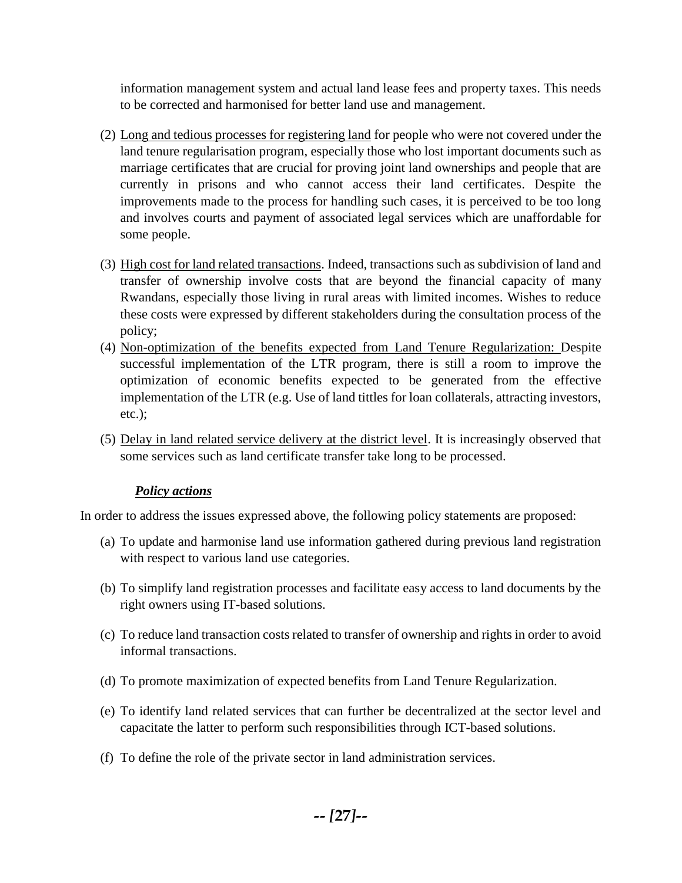information management system and actual land lease fees and property taxes. This needs to be corrected and harmonised for better land use and management.

(2) <u>Long and tedious processes for registering land</u> for people who were not covered under the land tenure regularisation program, especially those who lost important documents such as marriage certificates that are crucial for proving joint land ownerships and people that are currently in prisons and who cannot access their land certificates. Despite the improvements made to the process for handling such cases, it is perceived to be too long and involves courts and payment of associated legal services which are unaffordable for some people.

(3) <u>High cost for land related transactions</u>. Indeed, transactions such as subdivision of land and transfer of ownership involve costs that are beyond the financial capacity of many Rwandans, especially those living in rural areas with limited incomes. Wishes to reduce these costs were expressed by different stakeholders during the consultation process of the policy;

(4) <u>Non-optimization of the benefits expected from Land Tenure Regularization:</u> Despite successful implementation of the LTR program, there is still a room to improve the optimization of economic benefits expected to be generated from the effective implementation of the LTR (e.g. Use of land tittles for loan collaterals, attracting investors, etc.);

(5) <u>Delay in land related service delivery at the district level</u>. It is increasingly observed that some services such as land certificate transfer take long to be processed.

***<u>Policy actions</u>***

In order to address the issues expressed above, the following policy statements are proposed:

(a) To update and harmonise land use information gathered during previous land registration with respect to various land use categories.

(b) To simplify land registration processes and facilitate easy access to land documents by the right owners using IT-based solutions.

(c) To reduce land transaction costs related to transfer of ownership and rights in order to avoid informal transactions.

(d) To promote maximization of expected benefits from Land Tenure Regularization.

(e) To identify land related services that can further be decentralized at the sector level and capacitate the latter to perform such responsibilities through ICT-based solutions.

(f) To define the role of the private sector in land administration services.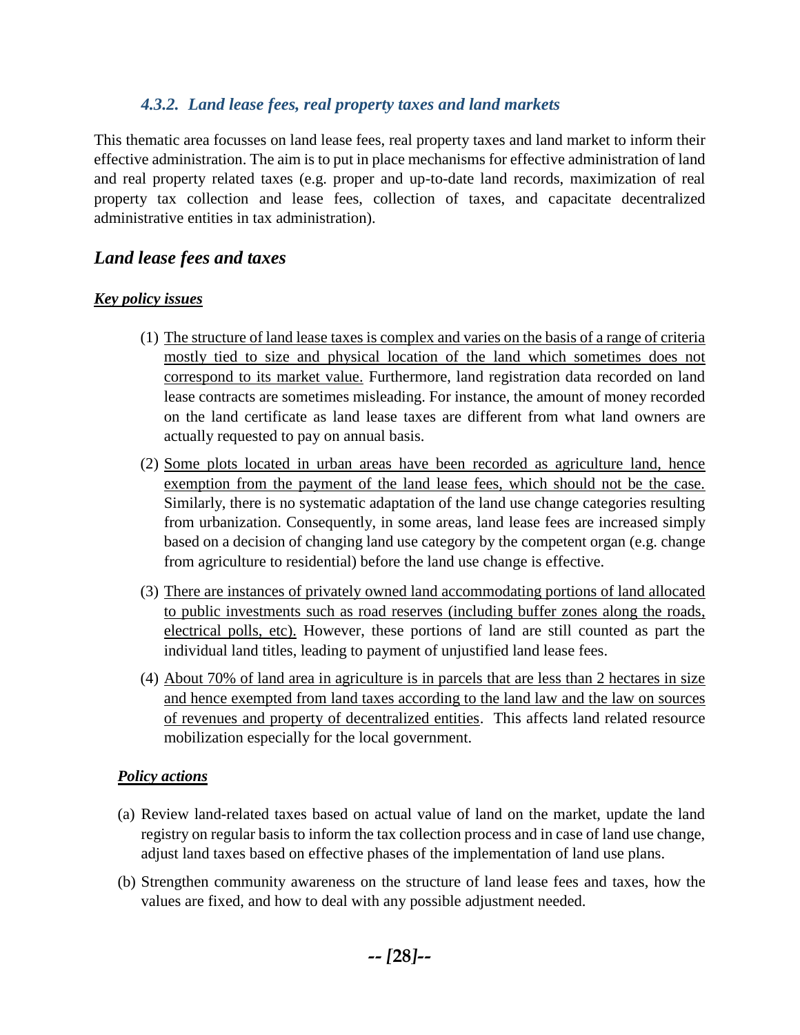### *4.3.2. Land lease fees, real property taxes and land markets*

This thematic area focusses on land lease fees, real property taxes and land market to inform their effective administration. The aim is to put in place mechanisms for effective administration of land and real property related taxes (e.g. proper and up-to-date land records, maximization of real property tax collection and lease fees, collection of taxes, and capacitate decentralized administrative entities in tax administration).

## *Land lease fees and taxes*

***Key policy issues***

(1) The structure of land lease taxes is complex and varies on the basis of a range of criteria mostly tied to size and physical location of the land which sometimes does not correspond to its market value. Furthermore, land registration data recorded on land lease contracts are sometimes misleading. For instance, the amount of money recorded on the land certificate as land lease taxes are different from what land owners are actually requested to pay on annual basis.

(2) Some plots located in urban areas have been recorded as agriculture land, hence exemption from the payment of the land lease fees, which should not be the case. Similarly, there is no systematic adaptation of the land use change categories resulting from urbanization. Consequently, in some areas, land lease fees are increased simply based on a decision of changing land use category by the competent organ (e.g. change from agriculture to residential) before the land use change is effective.

(3) There are instances of privately owned land accommodating portions of land allocated to public investments such as road reserves (including buffer zones along the roads, electrical polls, etc). However, these portions of land are still counted as part the individual land titles, leading to payment of unjustified land lease fees.

(4) About 70% of land area in agriculture is in parcels that are less than 2 hectares in size and hence exempted from land taxes according to the land law and the law on sources of revenues and property of decentralized entities. This affects land related resource mobilization especially for the local government.

***Policy actions***

(a) Review land-related taxes based on actual value of land on the market, update the land registry on regular basis to inform the tax collection process and in case of land use change, adjust land taxes based on effective phases of the implementation of land use plans.

(b) Strengthen community awareness on the structure of land lease fees and taxes, how the values are fixed, and how to deal with any possible adjustment needed.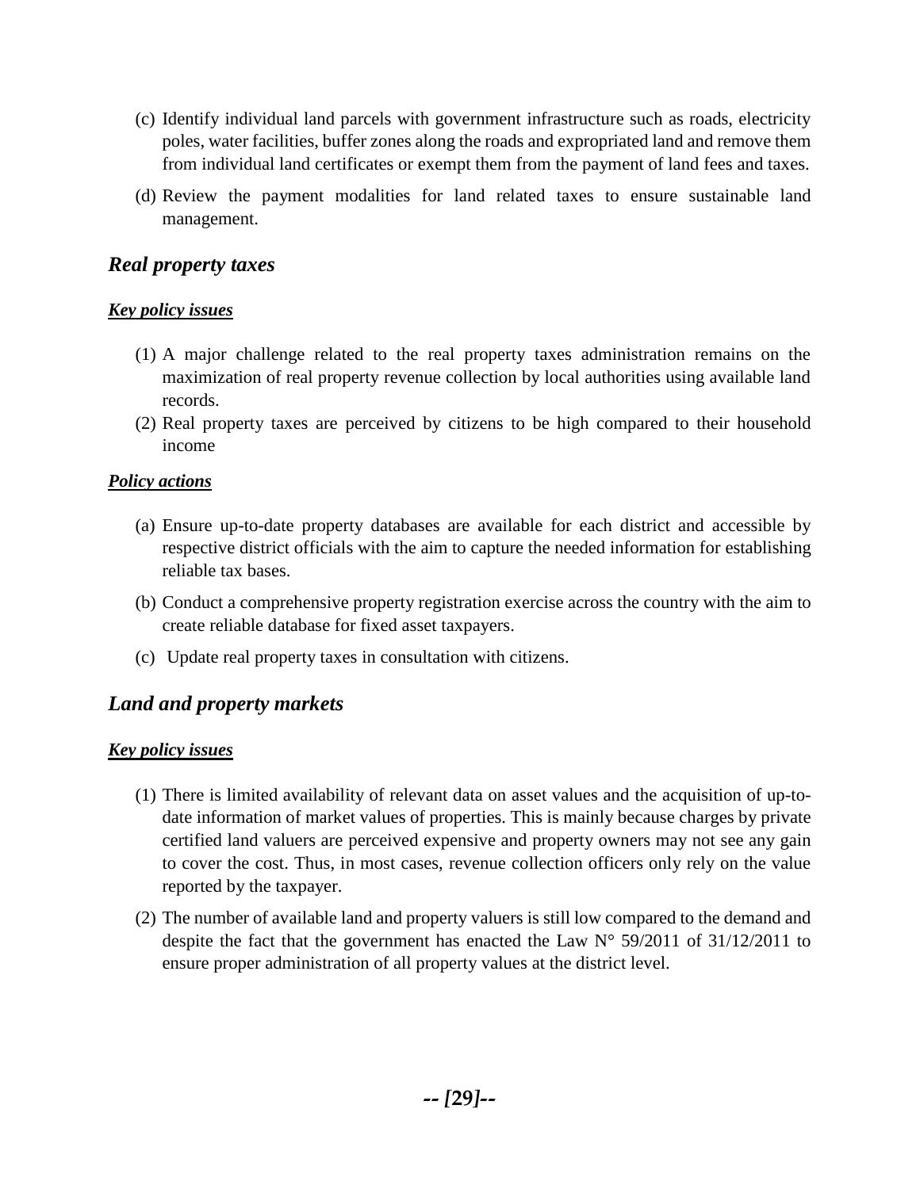(c) Identify individual land parcels with government infrastructure such as roads, electricity poles, water facilities, buffer zones along the roads and expropriated land and remove them from individual land certificates or exempt them from the payment of land fees and taxes.

(d) Review the payment modalities for land related taxes to ensure sustainable land management.

## *Real property taxes*

***Key policy issues***

(1) A major challenge related to the real property taxes administration remains on the maximization of real property revenue collection by local authorities using available land records.

(2) Real property taxes are perceived by citizens to be high compared to their household income

***Policy actions***

(a) Ensure up-to-date property databases are available for each district and accessible by respective district officials with the aim to capture the needed information for establishing reliable tax bases.

(b) Conduct a comprehensive property registration exercise across the country with the aim to create reliable database for fixed asset taxpayers.

(c) Update real property taxes in consultation with citizens.

## *Land and property markets*

***Key policy issues***

(1) There is limited availability of relevant data on asset values and the acquisition of up-to-date information of market values of properties. This is mainly because charges by private certified land valuers are perceived expensive and property owners may not see any gain to cover the cost. Thus, in most cases, revenue collection officers only rely on the value reported by the taxpayer.

(2) The number of available land and property valuers is still low compared to the demand and despite the fact that the government has enacted the Law N° 59/2011 of 31/12/2011 to ensure proper administration of all property values at the district level.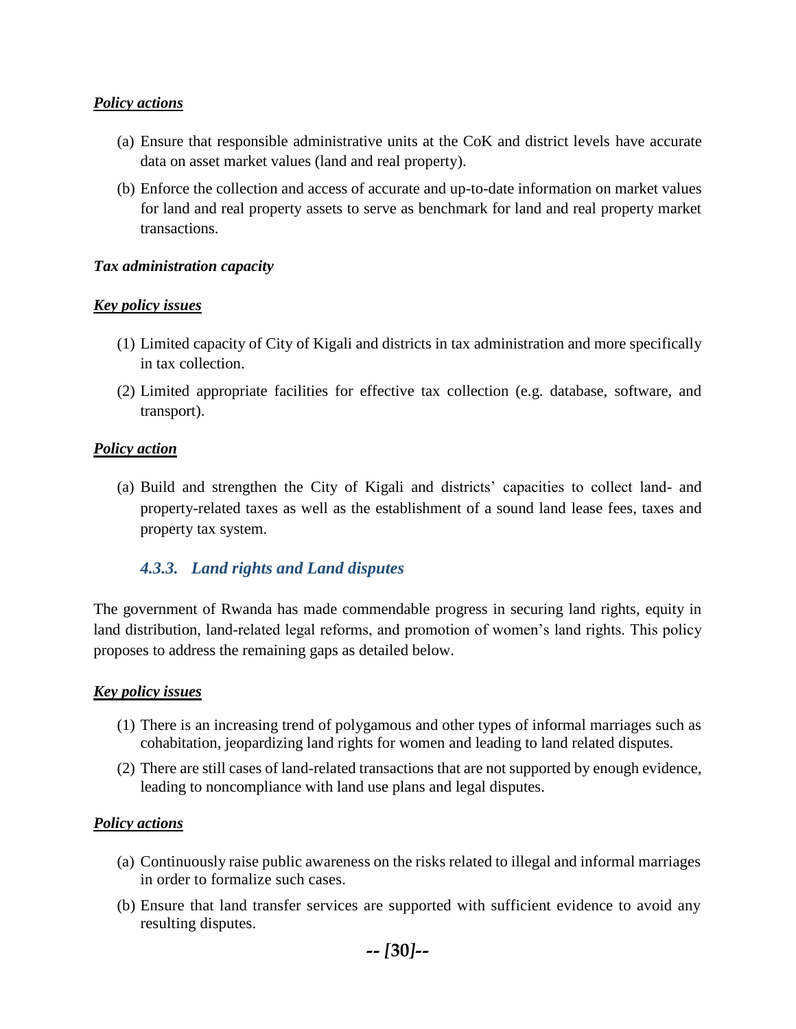***Policy actions***

(a) Ensure that responsible administrative units at the CoK and district levels have accurate data on asset market values (land and real property).

(b) Enforce the collection and access of accurate and up-to-date information on market values for land and real property assets to serve as benchmark for land and real property market transactions.

***Tax administration capacity***

***Key policy issues***

(1) Limited capacity of City of Kigali and districts in tax administration and more specifically in tax collection.

(2) Limited appropriate facilities for effective tax collection (e.g. database, software, and transport).

***Policy action***

(a) Build and strengthen the City of Kigali and districts' capacities to collect land- and property-related taxes as well as the establishment of a sound land lease fees, taxes and property tax system.

### *4.3.3. Land rights and Land disputes*

The government of Rwanda has made commendable progress in securing land rights, equity in land distribution, land-related legal reforms, and promotion of women's land rights. This policy proposes to address the remaining gaps as detailed below.

***Key policy issues***

(1) There is an increasing trend of polygamous and other types of informal marriages such as cohabitation, jeopardizing land rights for women and leading to land related disputes.

(2) There are still cases of land-related transactions that are not supported by enough evidence, leading to noncompliance with land use plans and legal disputes.

***Policy actions***

(a) Continuously raise public awareness on the risks related to illegal and informal marriages in order to formalize such cases.

(b) Ensure that land transfer services are supported with sufficient evidence to avoid any resulting disputes.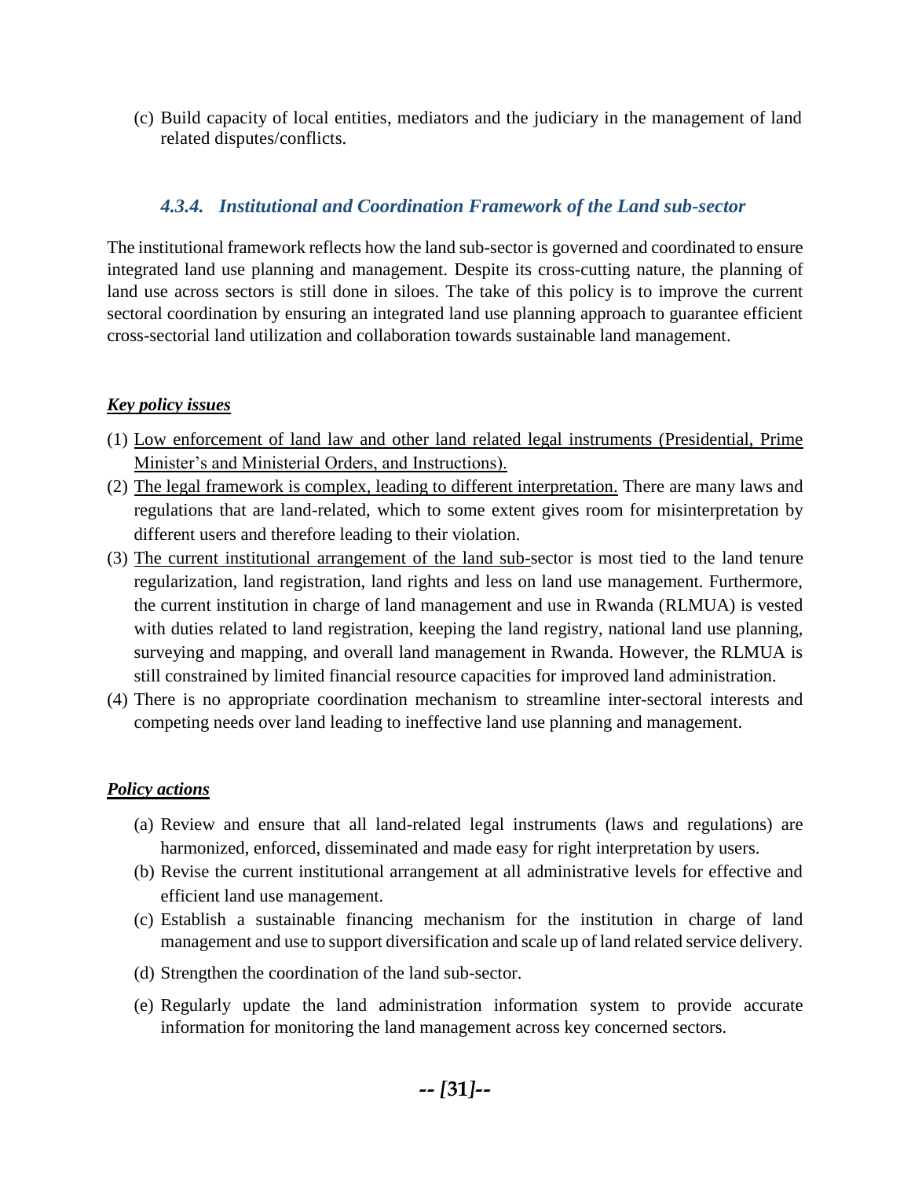(c) Build capacity of local entities, mediators and the judiciary in the management of land related disputes/conflicts.

### *4.3.4. Institutional and Coordination Framework of the Land sub-sector*

The institutional framework reflects how the land sub-sector is governed and coordinated to ensure integrated land use planning and management. Despite its cross-cutting nature, the planning of land use across sectors is still done in siloes. The take of this policy is to improve the current sectoral coordination by ensuring an integrated land use planning approach to guarantee efficient cross-sectorial land utilization and collaboration towards sustainable land management.

***Key policy issues***

(1) Low enforcement of land law and other land related legal instruments (Presidential, Prime Minister's and Ministerial Orders, and Instructions).
(2) The legal framework is complex, leading to different interpretation. There are many laws and regulations that are land-related, which to some extent gives room for misinterpretation by different users and therefore leading to their violation.
(3) The current institutional arrangement of the land sub-sector is most tied to the land tenure regularization, land registration, land rights and less on land use management. Furthermore, the current institution in charge of land management and use in Rwanda (RLMUA) is vested with duties related to land registration, keeping the land registry, national land use planning, surveying and mapping, and overall land management in Rwanda. However, the RLMUA is still constrained by limited financial resource capacities for improved land administration.
(4) There is no appropriate coordination mechanism to streamline inter-sectoral interests and competing needs over land leading to ineffective land use planning and management.

***Policy actions***

(a) Review and ensure that all land-related legal instruments (laws and regulations) are harmonized, enforced, disseminated and made easy for right interpretation by users.
(b) Revise the current institutional arrangement at all administrative levels for effective and efficient land use management.
(c) Establish a sustainable financing mechanism for the institution in charge of land management and use to support diversification and scale up of land related service delivery.
(d) Strengthen the coordination of the land sub-sector.
(e) Regularly update the land administration information system to provide accurate information for monitoring the land management across key concerned sectors.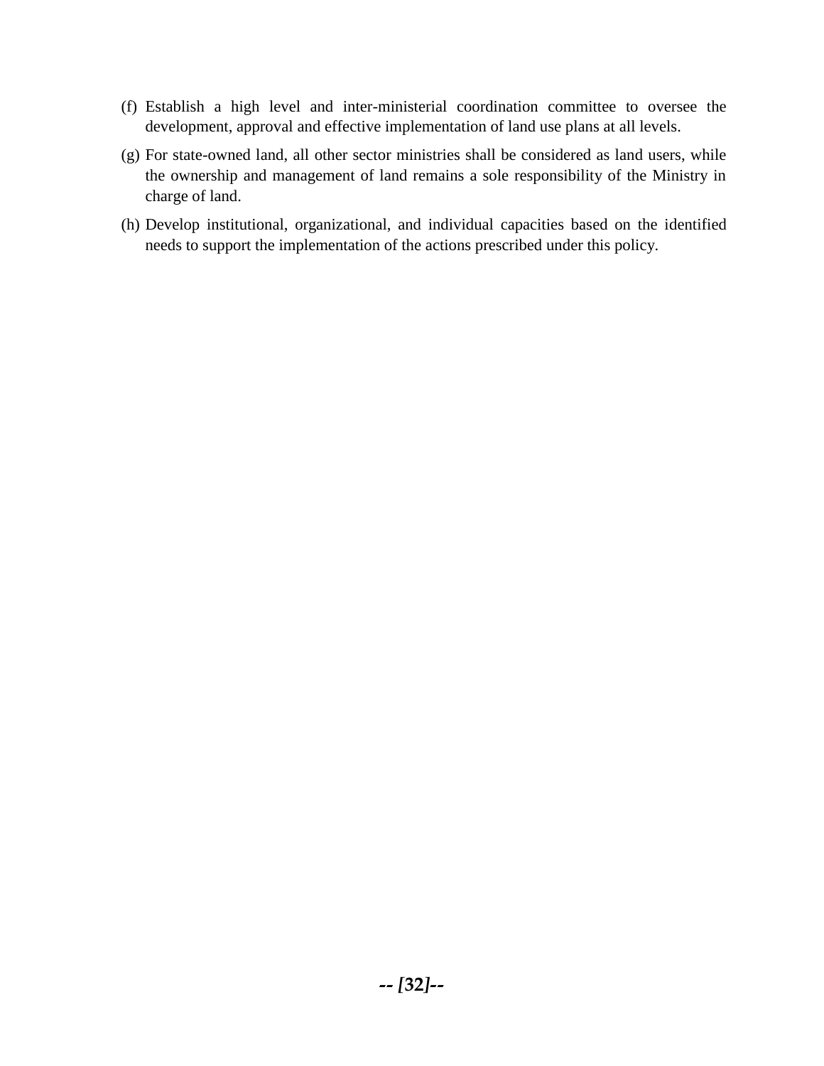(f) Establish a high level and inter-ministerial coordination committee to oversee the development, approval and effective implementation of land use plans at all levels.

(g) For state-owned land, all other sector ministries shall be considered as land users, while the ownership and management of land remains a sole responsibility of the Ministry in charge of land.

(h) Develop institutional, organizational, and individual capacities based on the identified needs to support the implementation of the actions prescribed under this policy.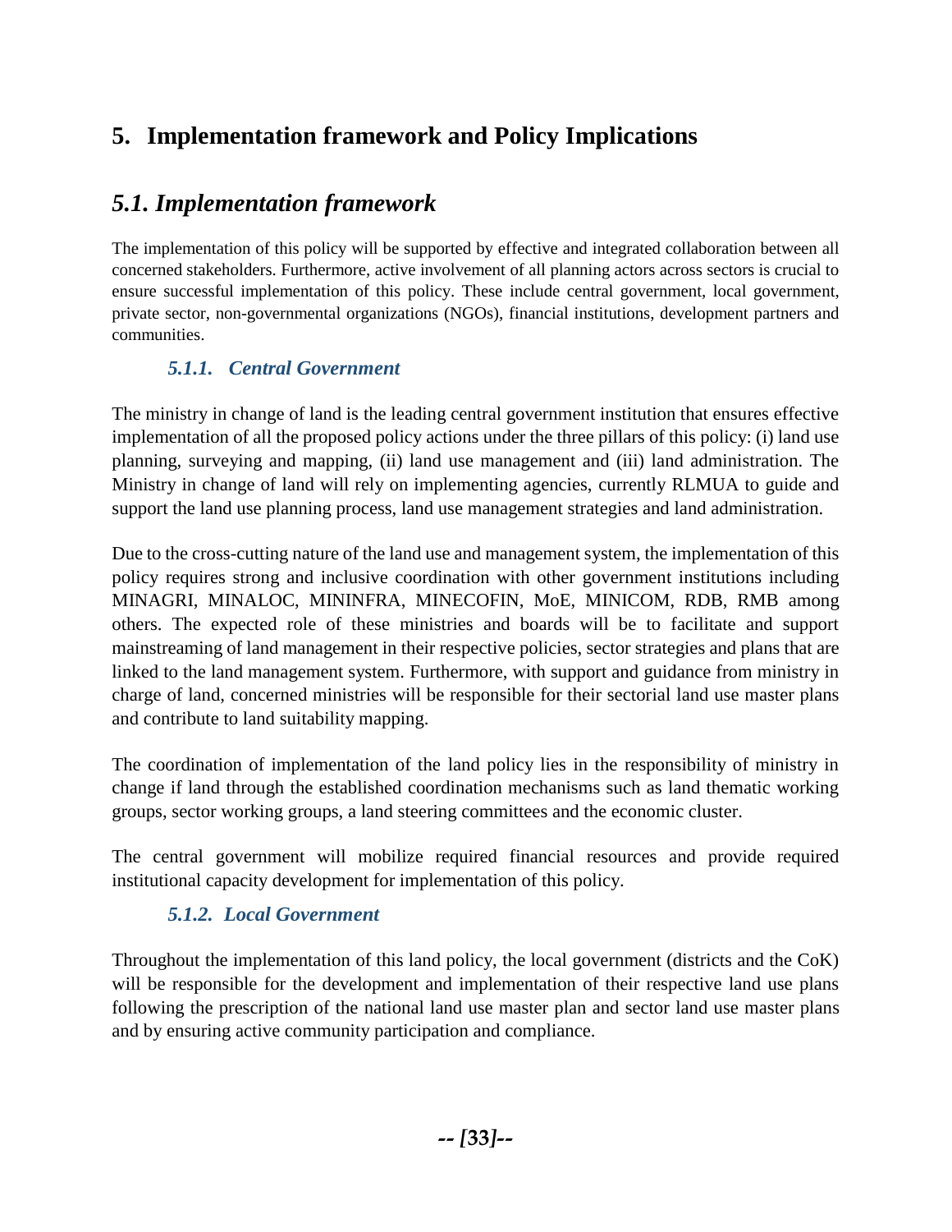# 5. Implementation framework and Policy Implications

## *5.1. Implementation framework*

The implementation of this policy will be supported by effective and integrated collaboration between all concerned stakeholders. Furthermore, active involvement of all planning actors across sectors is crucial to ensure successful implementation of this policy. These include central government, local government, private sector, non-governmental organizations (NGOs), financial institutions, development partners and communities.

### *5.1.1. Central Government*

The ministry in change of land is the leading central government institution that ensures effective implementation of all the proposed policy actions under the three pillars of this policy: (i) land use planning, surveying and mapping, (ii) land use management and (iii) land administration. The Ministry in change of land will rely on implementing agencies, currently RLMUA to guide and support the land use planning process, land use management strategies and land administration.

Due to the cross-cutting nature of the land use and management system, the implementation of this policy requires strong and inclusive coordination with other government institutions including MINAGRI, MINALOC, MININFRA, MINECOFIN, MoE, MINICOM, RDB, RMB among others. The expected role of these ministries and boards will be to facilitate and support mainstreaming of land management in their respective policies, sector strategies and plans that are linked to the land management system. Furthermore, with support and guidance from ministry in charge of land, concerned ministries will be responsible for their sectorial land use master plans and contribute to land suitability mapping.

The coordination of implementation of the land policy lies in the responsibility of ministry in change if land through the established coordination mechanisms such as land thematic working groups, sector working groups, a land steering committees and the economic cluster.

The central government will mobilize required financial resources and provide required institutional capacity development for implementation of this policy.

### *5.1.2. Local Government*

Throughout the implementation of this land policy, the local government (districts and the CoK) will be responsible for the development and implementation of their respective land use plans following the prescription of the national land use master plan and sector land use master plans and by ensuring active community participation and compliance.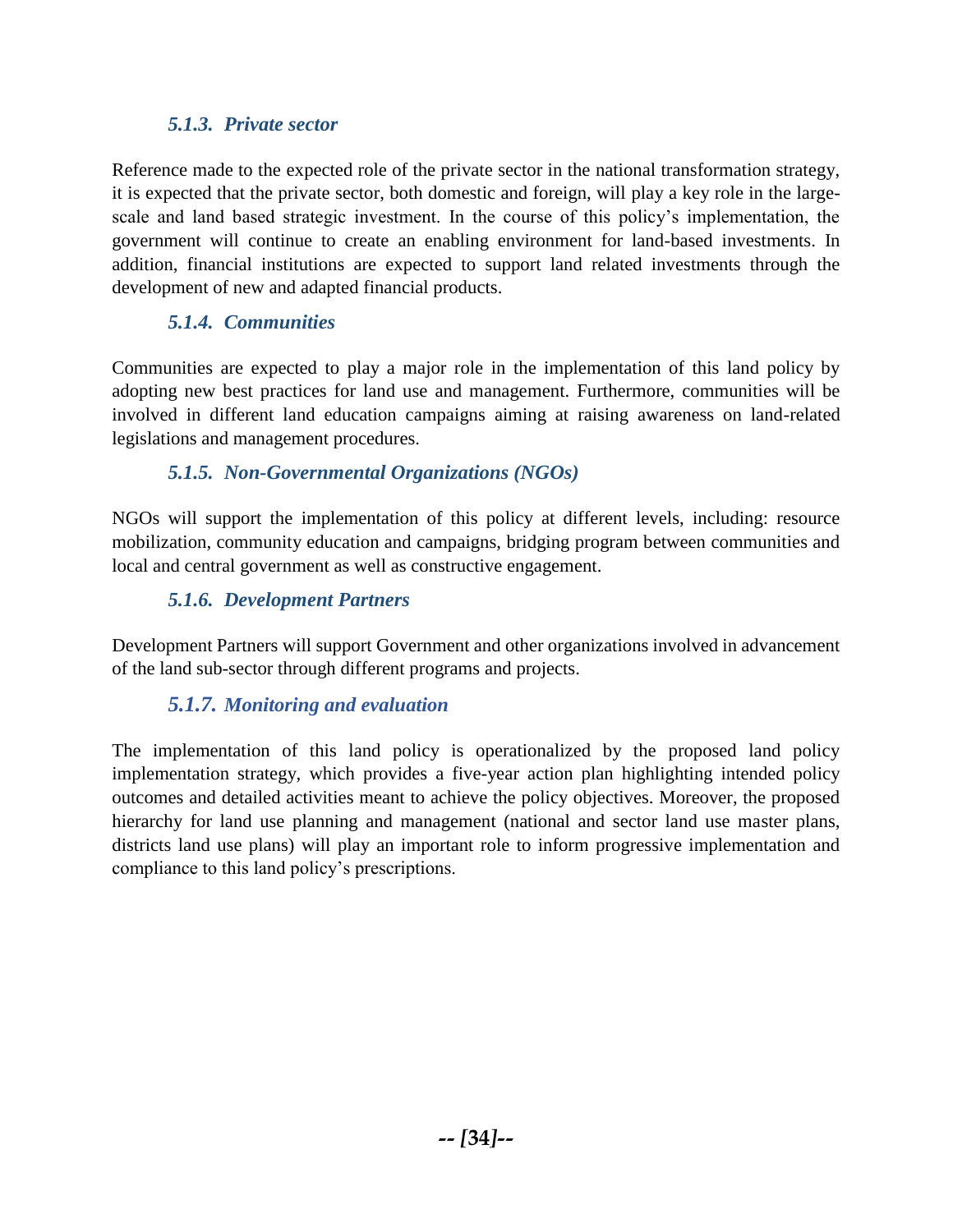### *5.1.3. Private sector*

Reference made to the expected role of the private sector in the national transformation strategy, it is expected that the private sector, both domestic and foreign, will play a key role in the large-scale and land based strategic investment. In the course of this policy's implementation, the government will continue to create an enabling environment for land-based investments. In addition, financial institutions are expected to support land related investments through the development of new and adapted financial products.

### *5.1.4. Communities*

Communities are expected to play a major role in the implementation of this land policy by adopting new best practices for land use and management. Furthermore, communities will be involved in different land education campaigns aiming at raising awareness on land-related legislations and management procedures.

### *5.1.5. Non-Governmental Organizations (NGOs)*

NGOs will support the implementation of this policy at different levels, including: resource mobilization, community education and campaigns, bridging program between communities and local and central government as well as constructive engagement.

### *5.1.6. Development Partners*

Development Partners will support Government and other organizations involved in advancement of the land sub-sector through different programs and projects.

### *5.1.7. Monitoring and evaluation*

The implementation of this land policy is operationalized by the proposed land policy implementation strategy, which provides a five-year action plan highlighting intended policy outcomes and detailed activities meant to achieve the policy objectives. Moreover, the proposed hierarchy for land use planning and management (national and sector land use master plans, districts land use plans) will play an important role to inform progressive implementation and compliance to this land policy's prescriptions.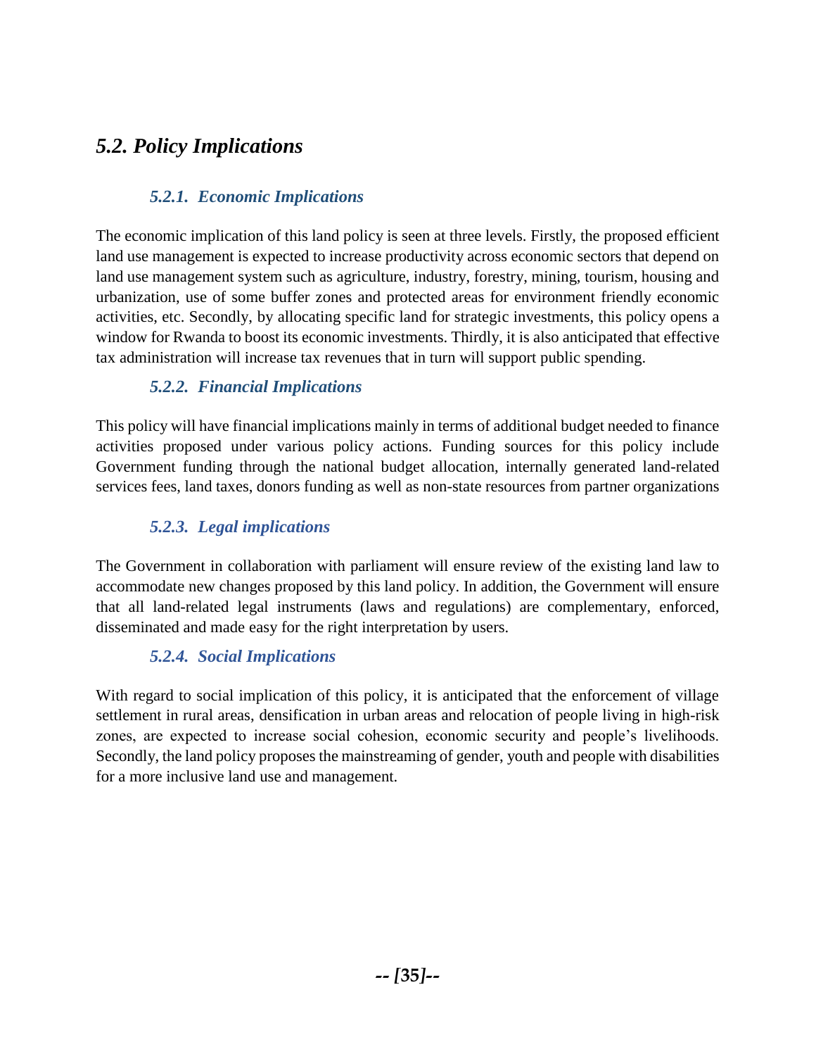## *5.2. Policy Implications*

### *5.2.1. Economic Implications*

The economic implication of this land policy is seen at three levels. Firstly, the proposed efficient land use management is expected to increase productivity across economic sectors that depend on land use management system such as agriculture, industry, forestry, mining, tourism, housing and urbanization, use of some buffer zones and protected areas for environment friendly economic activities, etc. Secondly, by allocating specific land for strategic investments, this policy opens a window for Rwanda to boost its economic investments. Thirdly, it is also anticipated that effective tax administration will increase tax revenues that in turn will support public spending.

### *5.2.2. Financial Implications*

This policy will have financial implications mainly in terms of additional budget needed to finance activities proposed under various policy actions. Funding sources for this policy include Government funding through the national budget allocation, internally generated land-related services fees, land taxes, donors funding as well as non-state resources from partner organizations

### *5.2.3. Legal implications*

The Government in collaboration with parliament will ensure review of the existing land law to accommodate new changes proposed by this land policy. In addition, the Government will ensure that all land-related legal instruments (laws and regulations) are complementary, enforced, disseminated and made easy for the right interpretation by users.

### *5.2.4. Social Implications*

With regard to social implication of this policy, it is anticipated that the enforcement of village settlement in rural areas, densification in urban areas and relocation of people living in high-risk zones, are expected to increase social cohesion, economic security and people's livelihoods. Secondly, the land policy proposes the mainstreaming of gender, youth and people with disabilities for a more inclusive land use and management.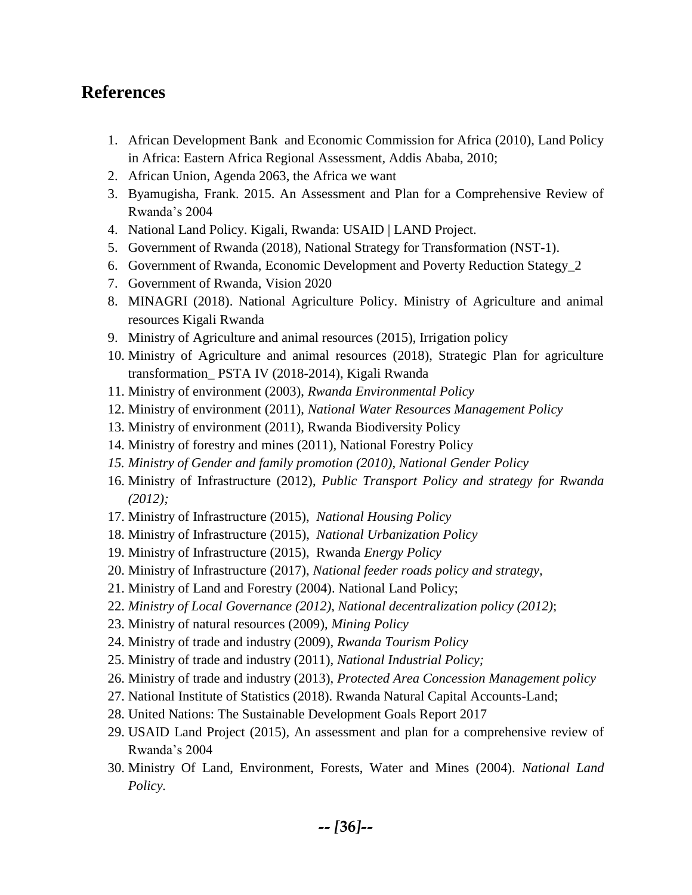## References

1. African Development Bank and Economic Commission for Africa (2010), Land Policy in Africa: Eastern Africa Regional Assessment, Addis Ababa, 2010;
2. African Union, Agenda 2063, the Africa we want
3. Byamugisha, Frank. 2015. An Assessment and Plan for a Comprehensive Review of Rwanda's 2004
4. National Land Policy. Kigali, Rwanda: USAID | LAND Project.
5. Government of Rwanda (2018), National Strategy for Transformation (NST-1).
6. Government of Rwanda, Economic Development and Poverty Reduction Stategy_2
7. Government of Rwanda, Vision 2020
8. MINAGRI (2018). National Agriculture Policy. Ministry of Agriculture and animal resources Kigali Rwanda
9. Ministry of Agriculture and animal resources (2015), Irrigation policy
10. Ministry of Agriculture and animal resources (2018), Strategic Plan for agriculture transformation_ PSTA IV (2018-2014), Kigali Rwanda
11. Ministry of environment (2003), *Rwanda Environmental Policy*
12. Ministry of environment (2011), *National Water Resources Management Policy*
13. Ministry of environment (2011), Rwanda Biodiversity Policy
14. Ministry of forestry and mines (2011), National Forestry Policy
15. *Ministry of Gender and family promotion (2010), National Gender Policy*
16. Ministry of Infrastructure (2012), *Public Transport Policy and strategy for Rwanda (2012);*
17. Ministry of Infrastructure (2015), *National Housing Policy*
18. Ministry of Infrastructure (2015), *National Urbanization Policy*
19. Ministry of Infrastructure (2015), Rwanda *Energy Policy*
20. Ministry of Infrastructure (2017), *National feeder roads policy and strategy,*
21. Ministry of Land and Forestry (2004). National Land Policy;
22. *Ministry of Local Governance (2012), National decentralization policy (2012)*;
23. Ministry of natural resources (2009), *Mining Policy*
24. Ministry of trade and industry (2009), *Rwanda Tourism Policy*
25. Ministry of trade and industry (2011), *National Industrial Policy;*
26. Ministry of trade and industry (2013), *Protected Area Concession Management policy*
27. National Institute of Statistics (2018). Rwanda Natural Capital Accounts-Land;
28. United Nations: The Sustainable Development Goals Report 2017
29. USAID Land Project (2015), An assessment and plan for a comprehensive review of Rwanda's 2004
30. Ministry Of Land, Environment, Forests, Water and Mines (2004). *National Land Policy.*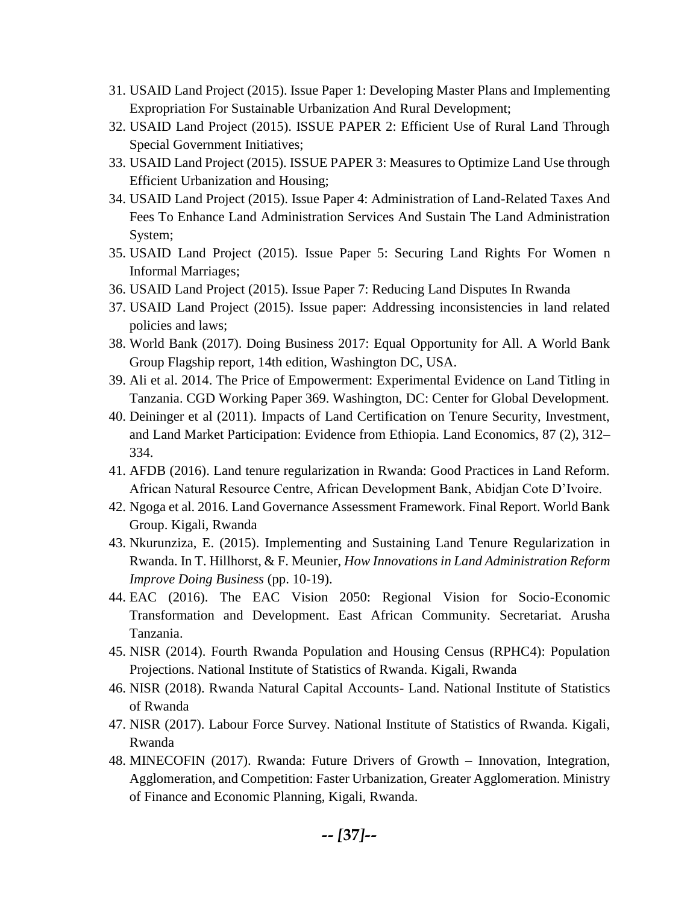31. USAID Land Project (2015). Issue Paper 1: Developing Master Plans and Implementing Expropriation For Sustainable Urbanization And Rural Development;
32. USAID Land Project (2015). ISSUE PAPER 2: Efficient Use of Rural Land Through Special Government Initiatives;
33. USAID Land Project (2015). ISSUE PAPER 3: Measures to Optimize Land Use through Efficient Urbanization and Housing;
34. USAID Land Project (2015). Issue Paper 4: Administration of Land-Related Taxes And Fees To Enhance Land Administration Services And Sustain The Land Administration System;
35. USAID Land Project (2015). Issue Paper 5: Securing Land Rights For Women n Informal Marriages;
36. USAID Land Project (2015). Issue Paper 7: Reducing Land Disputes In Rwanda
37. USAID Land Project (2015). Issue paper: Addressing inconsistencies in land related policies and laws;
38. World Bank (2017). Doing Business 2017: Equal Opportunity for All. A World Bank Group Flagship report, 14th edition, Washington DC, USA.
39. Ali et al. 2014. The Price of Empowerment: Experimental Evidence on Land Titling in Tanzania. CGD Working Paper 369. Washington, DC: Center for Global Development.
40. Deininger et al (2011). Impacts of Land Certification on Tenure Security, Investment, and Land Market Participation: Evidence from Ethiopia. Land Economics, 87 (2), 312–334.
41. AFDB (2016). Land tenure regularization in Rwanda: Good Practices in Land Reform. African Natural Resource Centre, African Development Bank, Abidjan Cote D'Ivoire.
42. Ngoga et al. 2016. Land Governance Assessment Framework. Final Report. World Bank Group. Kigali, Rwanda
43. Nkurunziza, E. (2015). Implementing and Sustaining Land Tenure Regularization in Rwanda. In T. Hillhorst, & F. Meunier, *How Innovations in Land Administration Reform Improve Doing Business* (pp. 10-19).
44. EAC (2016). The EAC Vision 2050: Regional Vision for Socio-Economic Transformation and Development. East African Community. Secretariat. Arusha Tanzania.
45. NISR (2014). Fourth Rwanda Population and Housing Census (RPHC4): Population Projections. National Institute of Statistics of Rwanda. Kigali, Rwanda
46. NISR (2018). Rwanda Natural Capital Accounts- Land. National Institute of Statistics of Rwanda
47. NISR (2017). Labour Force Survey. National Institute of Statistics of Rwanda. Kigali, Rwanda
48. MINECOFIN (2017). Rwanda: Future Drivers of Growth – Innovation, Integration, Agglomeration, and Competition: Faster Urbanization, Greater Agglomeration. Ministry of Finance and Economic Planning, Kigali, Rwanda.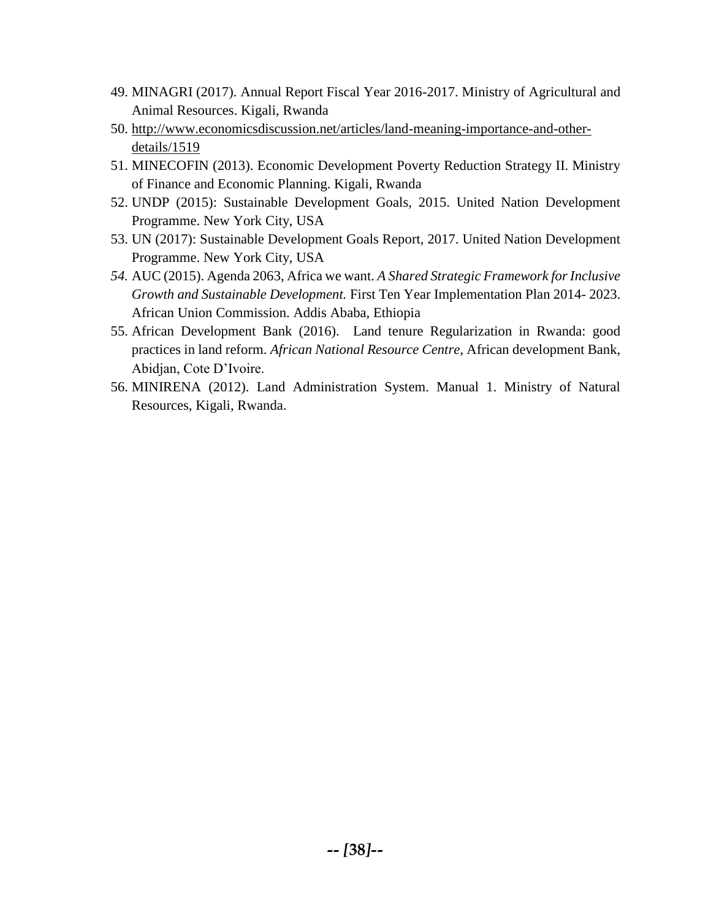49. MINAGRI (2017). Annual Report Fiscal Year 2016-2017. Ministry of Agricultural and Animal Resources. Kigali, Rwanda
50. http://www.economicsdiscussion.net/articles/land-meaning-importance-and-other-details/1519
51. MINECOFIN (2013). Economic Development Poverty Reduction Strategy II. Ministry of Finance and Economic Planning. Kigali, Rwanda
52. UNDP (2015): Sustainable Development Goals, 2015. United Nation Development Programme. New York City, USA
53. UN (2017): Sustainable Development Goals Report, 2017. United Nation Development Programme. New York City, USA
54. AUC (2015). Agenda 2063, Africa we want. *A Shared Strategic Framework for Inclusive Growth and Sustainable Development.* First Ten Year Implementation Plan 2014- 2023. African Union Commission. Addis Ababa, Ethiopia
55. African Development Bank (2016). Land tenure Regularization in Rwanda: good practices in land reform. *African National Resource Centre*, African development Bank, Abidjan, Cote D'Ivoire.
56. MINIRENA (2012). Land Administration System. Manual 1. Ministry of Natural Resources, Kigali, Rwanda.